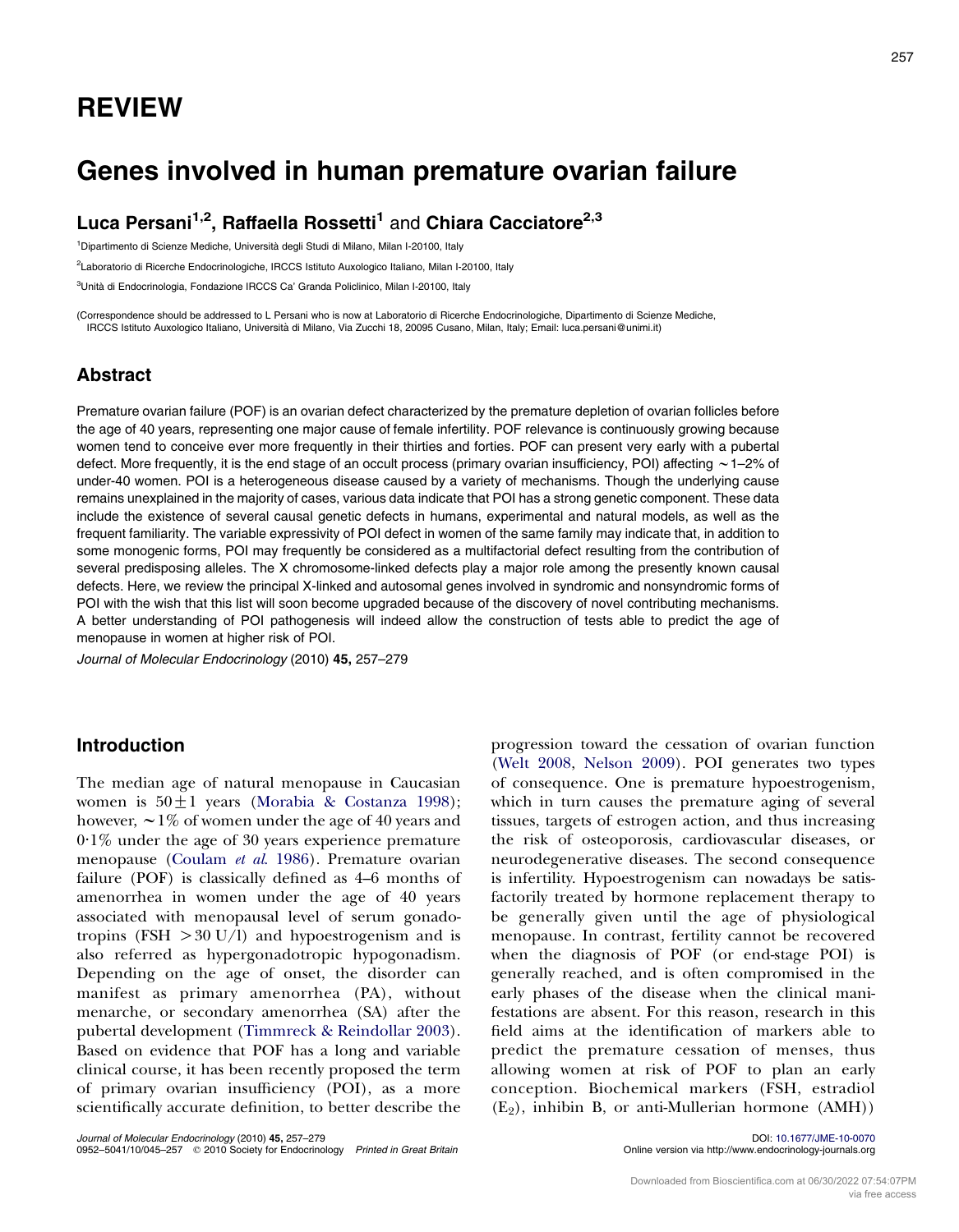# REVIEW

# Genes involved in human premature ovarian failure

**Luca Persani[1,2], Raffaella Rossetti[1] and Chiara Cacciatore[2,3]**

[1]Dipartimento di Scienze Mediche, Università degli Studi di Milano, Milan I-20100, Italy

[2]Laboratorio di Ricerche Endocrinologiche, IRCCS Istituto Auxologico Italiano, Milan I-20100, Italy

[3]Unità di Endocrinologia, Fondazione IRCCS Ca' Granda Policlinico, Milan I-20100, Italy

(Correspondence should be addressed to L Persani who is now at Laboratorio di Ricerche Endocrinologiche, Dipartimento di Scienze Mediche, IRCCS Istituto Auxologico Italiano, Università di Milano, Via Zucchi 18, 20095 Cusano, Milan, Italy; Email: luca.persani@unimi.it)

## Abstract

Premature ovarian failure (POF) is an ovarian defect characterized by the premature depletion of ovarian follicles before the age of 40 years, representing one major cause of female infertility. POF relevance is continuously growing because women tend to conceive ever more frequently in their thirties and forties. POF can present very early with a pubertal defect. More frequently, it is the end stage of an occult process (primary ovarian insufficiency, POI) affecting ~1–2% of under-40 women. POI is a heterogeneous disease caused by a variety of mechanisms. Though the underlying cause remains unexplained in the majority of cases, various data indicate that POI has a strong genetic component. These data include the existence of several causal genetic defects in humans, experimental and natural models, as well as the frequent familiarity. The variable expressivity of POI defect in women of the same family may indicate that, in addition to some monogenic forms, POI may frequently be considered as a multifactorial defect resulting from the contribution of several predisposing alleles. The X chromosome-linked defects play a major role among the presently known causal defects. Here, we review the principal X-linked and autosomal genes involved in syndromic and nonsyndromic forms of POI with the wish that this list will soon become upgraded because of the discovery of novel contributing mechanisms. A better understanding of POI pathogenesis will indeed allow the construction of tests able to predict the age of menopause in women at higher risk of POI.

*Journal of Molecular Endocrinology* (2010) **45**, 257–279

## Introduction

The median age of natural menopause in Caucasian women is $50 \pm 1$ years (Morabia & Costanza 1998); however, ~1% of women under the age of 40 years and 0·1% under the age of 30 years experience premature menopause (Coulam *et al*. 1986). Premature ovarian failure (POF) is classically defined as 4–6 months of amenorrhea in women under the age of 40 years associated with menopausal level of serum gonadotropins (FSH >30 U/l) and hypoestrogenism and is also referred as hypergonadotropic hypogonadism. Depending on the age of onset, the disorder can manifest as primary amenorrhea (PA), without menarche, or secondary amenorrhea (SA) after the pubertal development (Timmreck & Reindollar 2003). Based on evidence that POF has a long and variable clinical course, it has been recently proposed the term of primary ovarian insufficiency (POI), as a more scientifically accurate definition, to better describe the progression toward the cessation of ovarian function (Welt 2008, Nelson 2009). POI generates two types of consequence. One is premature hypoestrogenism, which in turn causes the premature aging of several tissues, targets of estrogen action, and thus increasing the risk of osteoporosis, cardiovascular diseases, or neurodegenerative diseases. The second consequence is infertility. Hypoestrogenism can nowadays be satisfactorily treated by hormone replacement therapy to be generally given until the age of physiological menopause. In contrast, fertility cannot be recovered when the diagnosis of POF (or end-stage POI) is generally reached, and is often compromised in the early phases of the disease when the clinical manifestations are absent. For this reason, research in this field aims at the identification of markers able to predict the premature cessation of menses, thus allowing women at risk of POF to plan an early conception. Biochemical markers (FSH, estradiol ($E_2$), inhibin B, or anti-Mullerian hormone (AMH))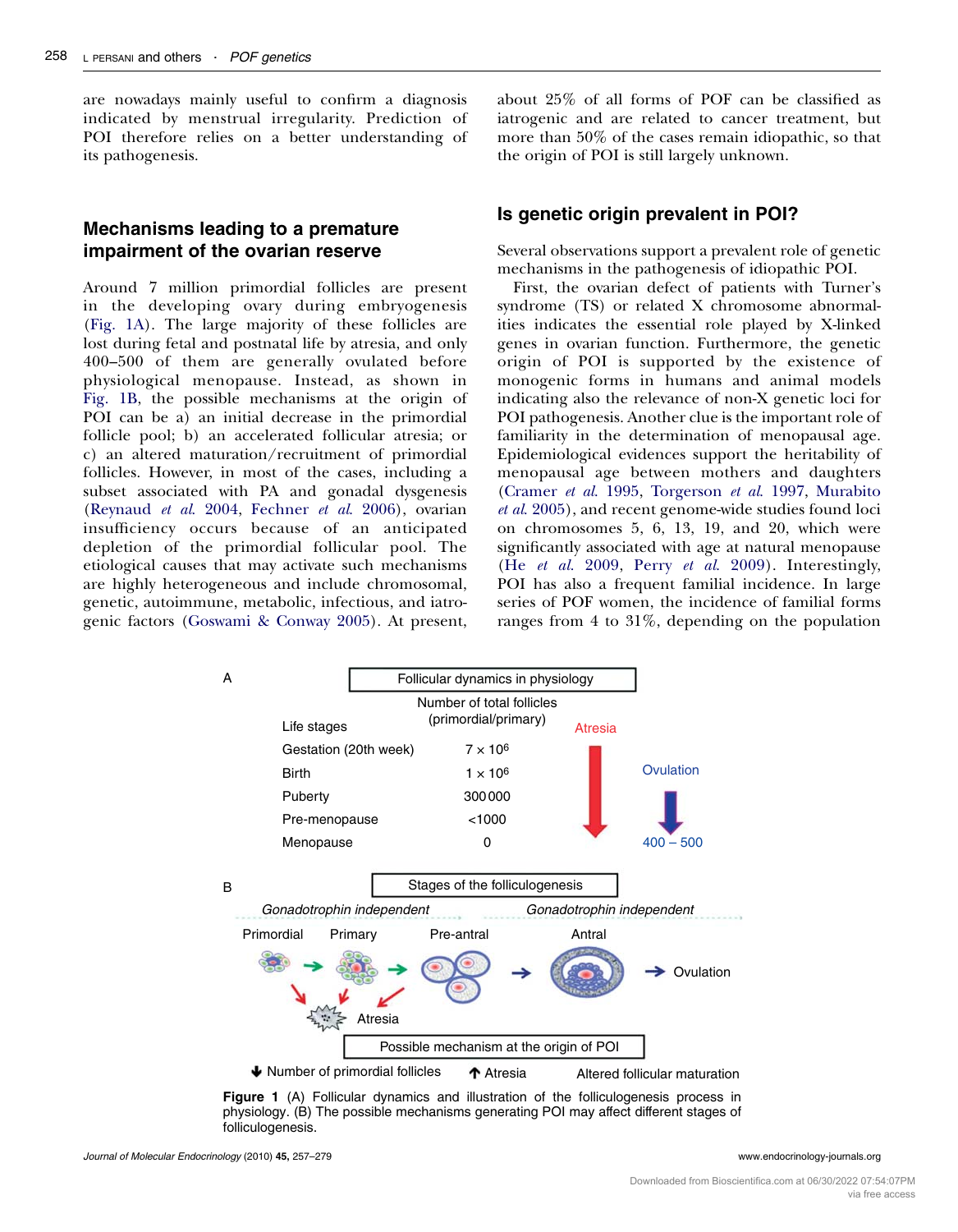are nowadays mainly useful to confirm a diagnosis indicated by menstrual irregularity. Prediction of POI therefore relies on a better understanding of its pathogenesis.

## Mechanisms leading to a premature impairment of the ovarian reserve

Around 7 million primordial follicles are present in the developing ovary during embryogenesis (Fig. 1A). The large majority of these follicles are lost during fetal and postnatal life by atresia, and only 400–500 of them are generally ovulated before physiological menopause. Instead, as shown in Fig. 1B, the possible mechanisms at the origin of POI can be a) an initial decrease in the primordial follicle pool; b) an accelerated follicular atresia; or c) an altered maturation/recruitment of primordial follicles. However, in most of the cases, including a subset associated with PA and gonadal dysgenesis (Reynaud *et al.* 2004, Fechner *et al.* 2006), ovarian insufficiency occurs because of an anticipated depletion of the primordial follicular pool. The etiological causes that may activate such mechanisms are highly heterogeneous and include chromosomal, genetic, autoimmune, metabolic, infectious, and iatrogenic factors (Goswami & Conway 2005). At present, about 25% of all forms of POF can be classified as iatrogenic and are related to cancer treatment, but more than 50% of the cases remain idiopathic, so that the origin of POI is still largely unknown.

## Is genetic origin prevalent in POI?

Several observations support a prevalent role of genetic mechanisms in the pathogenesis of idiopathic POI.

First, the ovarian defect of patients with Turner's syndrome (TS) or related X chromosome abnormalities indicates the essential role played by X-linked genes in ovarian function. Furthermore, the genetic origin of POI is supported by the existence of monogenic forms in humans and animal models indicating also the relevance of non-X genetic loci for POI pathogenesis. Another clue is the important role of familiarity in the determination of menopausal age. Epidemiological evidences support the heritability of menopausal age between mothers and daughters (Cramer *et al.* 1995, Torgerson *et al.* 1997, Murabito *et al.* 2005), and recent genome-wide studies found loci on chromosomes 5, 6, 13, 19, and 20, which were significantly associated with age at natural menopause (He *et al.* 2009, Perry *et al.* 2009). Interestingly, POI has also a frequent familial incidence. In large series of POF women, the incidence of familial forms ranges from 4 to 31%, depending on the population

**A** Follicular dynamics in physiology

| Life stages | Number of total follicles (primordial/primary) |
|---|---|
| Gestation (20th week) | $7 \times 10^6$ |
| Birth | $1 \times 10^6$ |
| Puberty | 300 000 |
| Pre-menopause | <1000 |
| Menopause | 0 |

Atresia ↓ ; Ovulation ↓ 400 – 500

**B** Stages of the folliculogenesis

*Gonadotrophin independent* — *Gonadotrophin independent*

Primordial → Primary → Pre-antral → Antral → Ovulation

Atresia

Possible mechanism at the origin of POI

↓ Number of primordial follicles ↑ Atresia Altered follicular maturation

**Figure 1** (A) Follicular dynamics and illustration of the folliculogenesis process in physiology. (B) The possible mechanisms generating POI may affect different stages of folliculogenesis.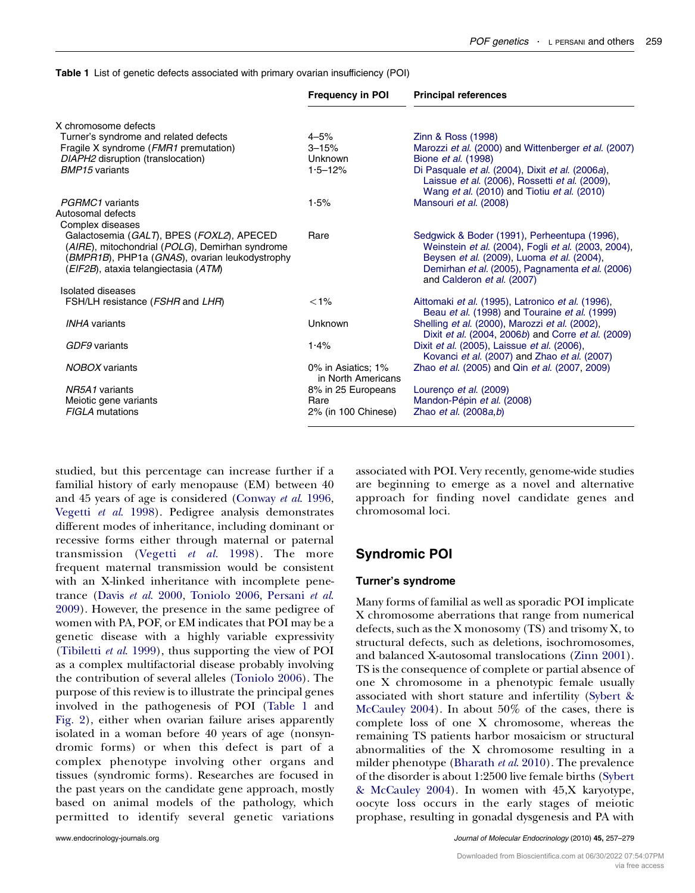**Table 1** List of genetic defects associated with primary ovarian insufficiency (POI)

| | Frequency in POI | Principal references |
|---|---|---|
| X chromosome defects | | |
| Turner's syndrome and related defects | 4–5% | Zinn & Ross (1998) |
| Fragile X syndrome (*FMR1* premutation) | 3–15% | Marozzi *et al.* (2000) and Wittenberger *et al.* (2007) |
| *DIAPH2* disruption (translocation) | Unknown | Bione *et al.* (1998) |
| *BMP15* variants | 1·5–12% | Di Pasquale *et al.* (2004), Dixit *et al.* (2006*a*), Laissue *et al.* (2006), Rossetti *et al.* (2009), Wang *et al.* (2010) and Tiotiu *et al.* (2010) |
| *PGRMC1* variants | 1·5% | Mansouri *et al.* (2008) |
| Autosomal defects | | |
| Complex diseases | | |
| Galactosemia (*GALT*), BPES (*FOXL2*), APECED (*AIRE*), mitochondrial (*POLG*), Demirhan syndrome (*BMPR1B*), PHP1a (*GNAS*), ovarian leukodystrophy (*EIF2B*), ataxia telangiectasia (*ATM*) | Rare | Sedgwick & Boder (1991), Perheentupa (1996), Weinstein *et al.* (2004), Fogli *et al.* (2003, 2004), Beysen *et al.* (2009), Luoma *et al.* (2004), Demirhan *et al.* (2005), Pagnamenta *et al.* (2006) and Calderon *et al.* (2007) |
| Isolated diseases | | |
| FSH/LH resistance (*FSHR* and *LHR*) | <1% | Aittomaki *et al.* (1995), Latronico *et al.* (1996), Beau *et al.* (1998) and Touraine *et al.* (1999) |
| *INHA* variants | Unknown | Shelling *et al.* (2000), Marozzi *et al.* (2002), Dixit *et al.* (2004, 2006*b*) and Corre *et al.* (2009) |
| *GDF9* variants | 1·4% | Dixit *et al.* (2005), Laissue *et al.* (2006), Kovanci *et al.* (2007) and Zhao *et al.* (2007) |
| *NOBOX* variants | 0% in Asiatics; 1% in North Americans | Zhao *et al.* (2005) and Qin *et al.* (2007, 2009) |
| *NR5A1* variants | 8% in 25 Europeans | Lourenço *et al.* (2009) |
| Meiotic gene variants | Rare | Mandon-Pépin *et al.* (2008) |
| *FIGLA* mutations | 2% (in 100 Chinese) | Zhao *et al.* (2008*a*,*b*) |

studied, but this percentage can increase further if a familial history of early menopause (EM) between 40 and 45 years of age is considered (Conway *et al.* 1996, Vegetti *et al.* 1998). Pedigree analysis demonstrates different modes of inheritance, including dominant or recessive forms either through maternal or paternal transmission (Vegetti *et al.* 1998). The more frequent maternal transmission would be consistent with an X-linked inheritance with incomplete penetrance (Davis *et al.* 2000, Toniolo 2006, Persani *et al.* 2009). However, the presence in the same pedigree of women with PA, POF, or EM indicates that POI may be a genetic disease with a highly variable expressivity (Tibiletti *et al.* 1999), thus supporting the view of POI as a complex multifactorial disease probably involving the contribution of several alleles (Toniolo 2006). The purpose of this review is to illustrate the principal genes involved in the pathogenesis of POI (Table 1 and Fig. 2), either when ovarian failure arises apparently isolated in a woman before 40 years of age (nonsyndromic forms) or when this defect is part of a complex phenotype involving other organs and tissues (syndromic forms). Researches are focused in the past years on the candidate gene approach, mostly based on animal models of the pathology, which permitted to identify several genetic variations associated with POI. Very recently, genome-wide studies are beginning to emerge as a novel and alternative approach for finding novel candidate genes and chromosomal loci.

## Syndromic POI

### Turner's syndrome

Many forms of familial as well as sporadic POI implicate X chromosome aberrations that range from numerical defects, such as the X monosomy (TS) and trisomy X, to structural defects, such as deletions, isochromosomes, and balanced X-autosomal translocations (Zinn 2001). TS is the consequence of complete or partial absence of one X chromosome in a phenotypic female usually associated with short stature and infertility (Sybert & McCauley 2004). In about 50% of the cases, there is complete loss of one X chromosome, whereas the remaining TS patients harbor mosaicism or structural abnormalities of the X chromosome resulting in a milder phenotype (Bharath *et al.* 2010). The prevalence of the disorder is about 1:2500 live female births (Sybert & McCauley 2004). In women with 45,X karyotype, oocyte loss occurs in the early stages of meiotic prophase, resulting in gonadal dysgenesis and PA with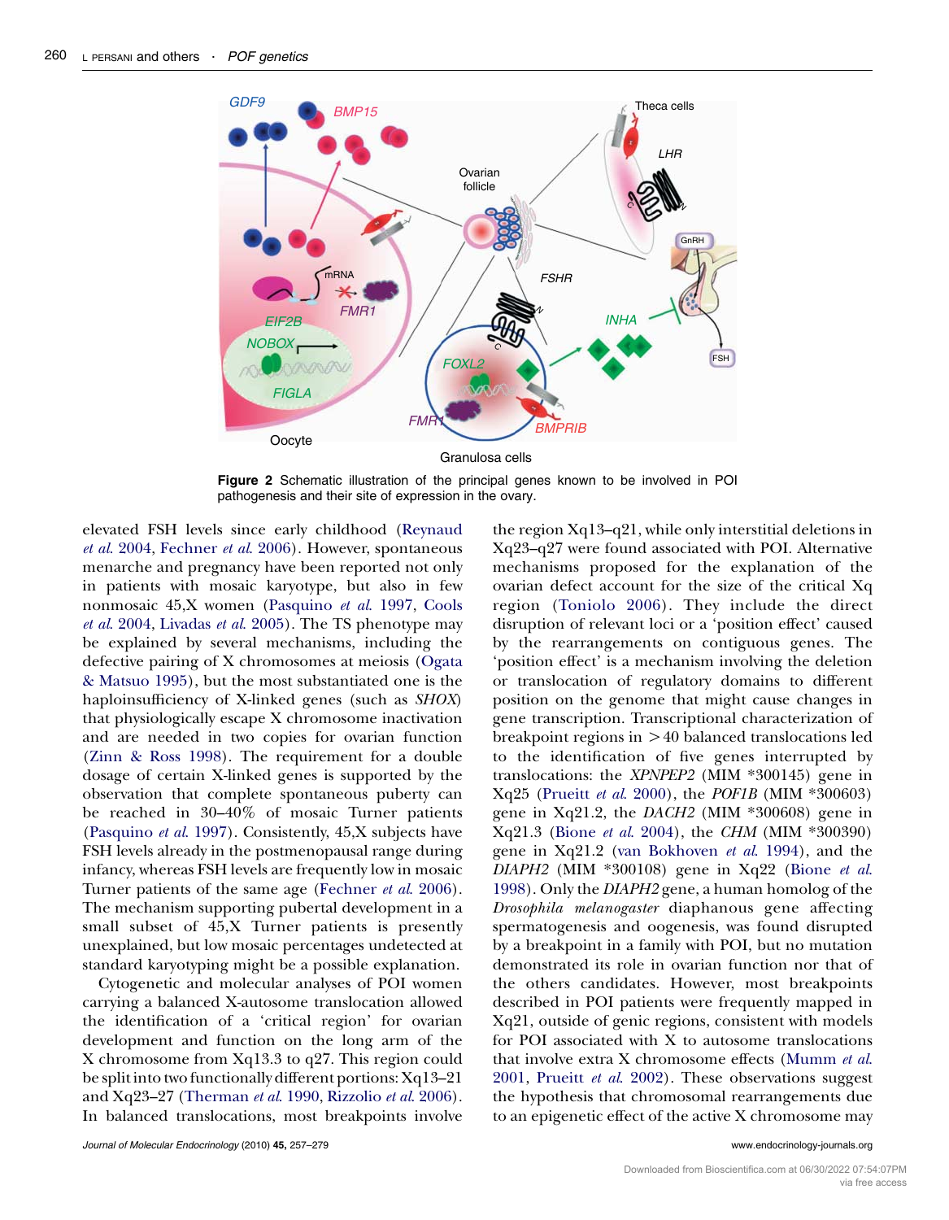**Figure 2** Schematic illustration of the principal genes known to be involved in POI pathogenesis and their site of expression in the ovary.

elevated FSH levels since early childhood (Reynaud *et al.* 2004, Fechner *et al.* 2006). However, spontaneous menarche and pregnancy have been reported not only in patients with mosaic karyotype, but also in few nonmosaic 45,X women (Pasquino *et al.* 1997, Cools *et al.* 2004, Livadas *et al.* 2005). The TS phenotype may be explained by several mechanisms, including the defective pairing of X chromosomes at meiosis (Ogata & Matsuo 1995), but the most substantiated one is the haploinsufficiency of X-linked genes (such as *SHOX*) that physiologically escape X chromosome inactivation and are needed in two copies for ovarian function (Zinn & Ross 1998). The requirement for a double dosage of certain X-linked genes is supported by the observation that complete spontaneous puberty can be reached in 30–40% of mosaic Turner patients (Pasquino *et al.* 1997). Consistently, 45,X subjects have FSH levels already in the postmenopausal range during infancy, whereas FSH levels are frequently low in mosaic Turner patients of the same age (Fechner *et al.* 2006). The mechanism supporting pubertal development in a small subset of 45,X Turner patients is presently unexplained, but low mosaic percentages undetected at standard karyotyping might be a possible explanation.

Cytogenetic and molecular analyses of POI women carrying a balanced X-autosome translocation allowed the identification of a 'critical region' for ovarian development and function on the long arm of the X chromosome from Xq13.3 to q27. This region could be split into two functionally different portions: Xq13–21 and Xq23–27 (Therman *et al.* 1990, Rizzolio *et al.* 2006). In balanced translocations, most breakpoints involve the region Xq13–q21, while only interstitial deletions in Xq23–q27 were found associated with POI. Alternative mechanisms proposed for the explanation of the ovarian defect account for the size of the critical Xq region (Toniolo 2006). They include the direct disruption of relevant loci or a 'position effect' caused by the rearrangements on contiguous genes. The 'position effect' is a mechanism involving the deletion or translocation of regulatory domains to different position on the genome that might cause changes in gene transcription. Transcriptional characterization of breakpoint regions in >40 balanced translocations led to the identification of five genes interrupted by translocations: the *XPNPEP2* (MIM *300145) gene in Xq25 (Prueitt *et al.* 2000), the *POF1B* (MIM *300603) gene in Xq21.2, the *DACH2* (MIM *300608) gene in Xq21.3 (Bione *et al.* 2004), the *CHM* (MIM *300390) gene in Xq21.2 (van Bokhoven *et al.* 1994), and the *DIAPH2* (MIM *300108) gene in Xq22 (Bione *et al.* 1998). Only the *DIAPH2* gene, a human homolog of the *Drosophila melanogaster* diaphanous gene affecting spermatogenesis and oogenesis, was found disrupted by a breakpoint in a family with POI, but no mutation demonstrated its role in ovarian function nor that of the others candidates. However, most breakpoints described in POI patients were frequently mapped in Xq21, outside of genic regions, consistent with models for POI associated with X to autosome translocations that involve extra X chromosome effects (Mumm *et al.* 2001, Prueitt *et al.* 2002). These observations suggest the hypothesis that chromosomal rearrangements due to an epigenetic effect of the active X chromosome may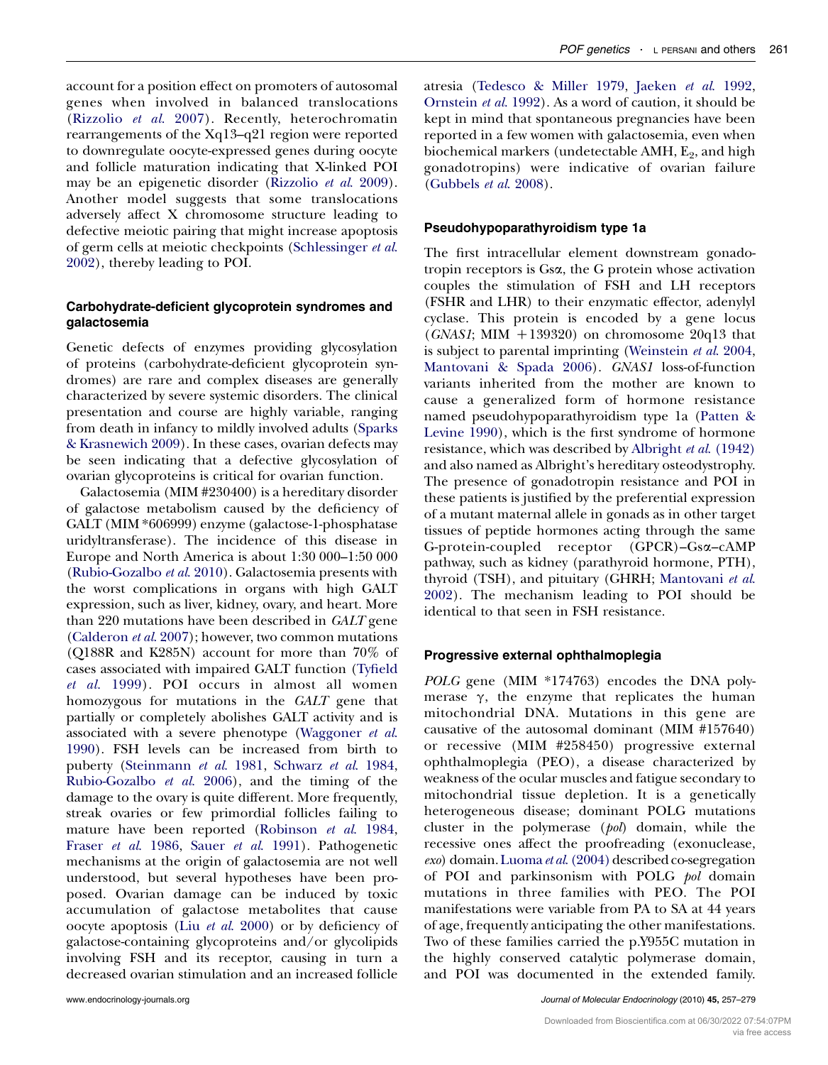account for a position effect on promoters of autosomal genes when involved in balanced translocations (Rizzolio *et al.* 2007). Recently, heterochromatin rearrangements of the Xq13–q21 region were reported to downregulate oocyte-expressed genes during oocyte and follicle maturation indicating that X-linked POI may be an epigenetic disorder (Rizzolio *et al.* 2009). Another model suggests that some translocations adversely affect X chromosome structure leading to defective meiotic pairing that might increase apoptosis of germ cells at meiotic checkpoints (Schlessinger *et al.* 2002), thereby leading to POI.

### Carbohydrate-deficient glycoprotein syndromes and galactosemia

Genetic defects of enzymes providing glycosylation of proteins (carbohydrate-deficient glycoprotein syndromes) are rare and complex diseases are generally characterized by severe systemic disorders. The clinical presentation and course are highly variable, ranging from death in infancy to mildly involved adults (Sparks & Krasnewich 2009). In these cases, ovarian defects may be seen indicating that a defective glycosylation of ovarian glycoproteins is critical for ovarian function.

Galactosemia (MIM #230400) is a hereditary disorder of galactose metabolism caused by the deficiency of GALT (MIM *606999) enzyme (galactose-1-phosphatase uridyltransferase). The incidence of this disease in Europe and North America is about 1:30 000–1:50 000 (Rubio-Gozalbo *et al.* 2010). Galactosemia presents with the worst complications in organs with high GALT expression, such as liver, kidney, ovary, and heart. More than 220 mutations have been described in *GALT* gene (Calderon *et al.* 2007); however, two common mutations (Q188R and K285N) account for more than 70% of cases associated with impaired GALT function (Tyfield *et al.* 1999). POI occurs in almost all women homozygous for mutations in the *GALT* gene that partially or completely abolishes GALT activity and is associated with a severe phenotype (Waggoner *et al.* 1990). FSH levels can be increased from birth to puberty (Steinmann *et al.* 1981, Schwarz *et al.* 1984, Rubio-Gozalbo *et al.* 2006), and the timing of the damage to the ovary is quite different. More frequently, streak ovaries or few primordial follicles failing to mature have been reported (Robinson *et al.* 1984, Fraser *et al.* 1986, Sauer *et al.* 1991). Pathogenetic mechanisms at the origin of galactosemia are not well understood, but several hypotheses have been proposed. Ovarian damage can be induced by toxic accumulation of galactose metabolites that cause oocyte apoptosis (Liu *et al.* 2000) or by deficiency of galactose-containing glycoproteins and/or glycolipids involving FSH and its receptor, causing in turn a decreased ovarian stimulation and an increased follicle atresia (Tedesco & Miller 1979, Jaeken *et al.* 1992, Ornstein *et al.* 1992). As a word of caution, it should be kept in mind that spontaneous pregnancies have been reported in a few women with galactosemia, even when biochemical markers (undetectable AMH, $E_2$, and high gonadotropins) were indicative of ovarian failure (Gubbels *et al.* 2008).

### Pseudohypoparathyroidism type 1a

The first intracellular element downstream gonadotropin receptors is Gsα, the G protein whose activation couples the stimulation of FSH and LH receptors (FSHR and LHR) to their enzymatic effector, adenylyl cyclase. This protein is encoded by a gene locus (*GNAS1*; MIM +139320) on chromosome 20q13 that is subject to parental imprinting (Weinstein *et al.* 2004, Mantovani & Spada 2006). *GNAS1* loss-of-function variants inherited from the mother are known to cause a generalized form of hormone resistance named pseudohypoparathyroidism type 1a (Patten & Levine 1990), which is the first syndrome of hormone resistance, which was described by Albright *et al.* (1942) and also named as Albright's hereditary osteodystrophy. The presence of gonadotropin resistance and POI in these patients is justified by the preferential expression of a mutant maternal allele in gonads as in other target tissues of peptide hormones acting through the same G-protein-coupled receptor (GPCR)–Gsα–cAMP pathway, such as kidney (parathyroid hormone, PTH), thyroid (TSH), and pituitary (GHRH; Mantovani *et al.* 2002). The mechanism leading to POI should be identical to that seen in FSH resistance.

### Progressive external ophthalmoplegia

*POLG* gene (MIM *174763) encodes the DNA polymerase γ, the enzyme that replicates the human mitochondrial DNA. Mutations in this gene are causative of the autosomal dominant (MIM #157640) or recessive (MIM #258450) progressive external ophthalmoplegia (PEO), a disease characterized by weakness of the ocular muscles and fatigue secondary to mitochondrial tissue depletion. It is a genetically heterogeneous disease; dominant POLG mutations cluster in the polymerase (*pol*) domain, while the recessive ones affect the proofreading (exonuclease, *exo*) domain. Luoma *et al.* (2004) described co-segregation of POI and parkinsonism with POLG *pol* domain mutations in three families with PEO. The POI manifestations were variable from PA to SA at 44 years of age, frequently anticipating the other manifestations. Two of these families carried the p.Y955C mutation in the highly conserved catalytic polymerase domain, and POI was documented in the extended family.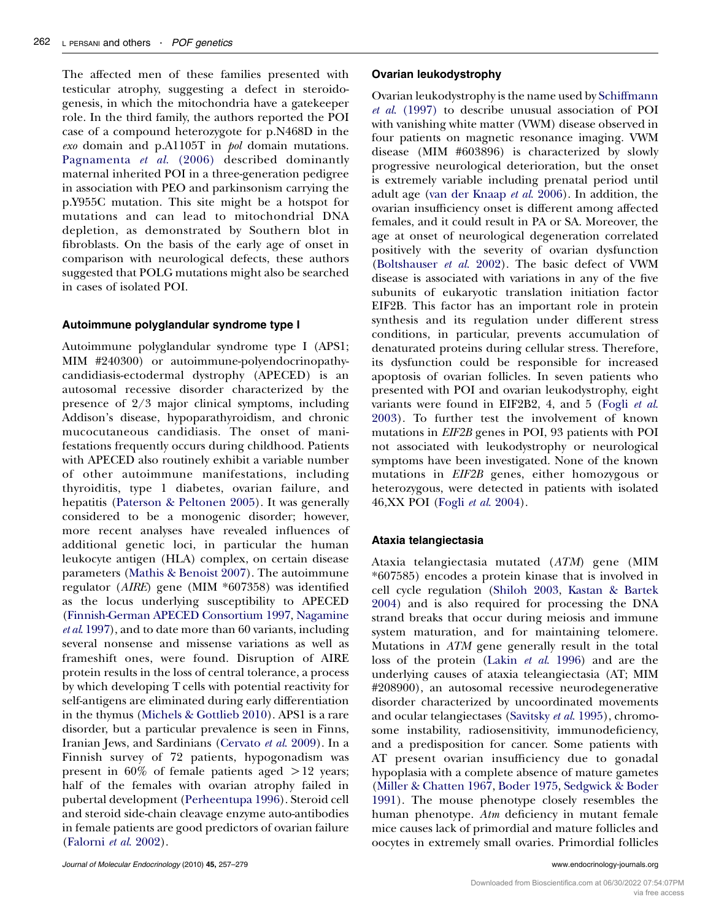The affected men of these families presented with testicular atrophy, suggesting a defect in steroidogenesis, in which the mitochondria have a gatekeeper role. In the third family, the authors reported the POI case of a compound heterozygote for p.N468D in the *exo* domain and p.A1105T in *pol* domain mutations. Pagnamenta *et al*. (2006) described dominantly maternal inherited POI in a three-generation pedigree in association with PEO and parkinsonism carrying the p.Y955C mutation. This site might be a hotspot for mutations and can lead to mitochondrial DNA depletion, as demonstrated by Southern blot in fibroblasts. On the basis of the early age of onset in comparison with neurological defects, these authors suggested that POLG mutations might also be searched in cases of isolated POI.

#### Autoimmune polyglandular syndrome type I

Autoimmune polyglandular syndrome type I (APS1; MIM #240300) or autoimmune-polyendocrinopathy-candidiasis-ectodermal dystrophy (APECED) is an autosomal recessive disorder characterized by the presence of 2/3 major clinical symptoms, including Addison's disease, hypoparathyroidism, and chronic mucocutaneous candidiasis. The onset of manifestations frequently occurs during childhood. Patients with APECED also routinely exhibit a variable number of other autoimmune manifestations, including thyroiditis, type 1 diabetes, ovarian failure, and hepatitis (Paterson & Peltonen 2005). It was generally considered to be a monogenic disorder; however, more recent analyses have revealed influences of additional genetic loci, in particular the human leukocyte antigen (HLA) complex, on certain disease parameters (Mathis & Benoist 2007). The autoimmune regulator (*AIRE*) gene (MIM *607358) was identified as the locus underlying susceptibility to APECED (Finnish-German APECED Consortium 1997, Nagamine *et al*. 1997), and to date more than 60 variants, including several nonsense and missense variations as well as frameshift ones, were found. Disruption of AIRE protein results in the loss of central tolerance, a process by which developing T cells with potential reactivity for self-antigens are eliminated during early differentiation in the thymus (Michels & Gottlieb 2010). APS1 is a rare disorder, but a particular prevalence is seen in Finns, Iranian Jews, and Sardinians (Cervato *et al*. 2009). In a Finnish survey of 72 patients, hypogonadism was present in 60% of female patients aged >12 years; half of the females with ovarian atrophy failed in pubertal development (Perheentupa 1996). Steroid cell and steroid side-chain cleavage enzyme auto-antibodies in female patients are good predictors of ovarian failure (Falorni *et al*. 2002).

#### Ovarian leukodystrophy

Ovarian leukodystrophy is the name used by Schiffmann *et al*. (1997) to describe unusual association of POI with vanishing white matter (VWM) disease observed in four patients on magnetic resonance imaging. VWM disease (MIM #603896) is characterized by slowly progressive neurological deterioration, but the onset is extremely variable including prenatal period until adult age (van der Knaap *et al*. 2006). In addition, the ovarian insufficiency onset is different among affected females, and it could result in PA or SA. Moreover, the age at onset of neurological degeneration correlated positively with the severity of ovarian dysfunction (Boltshauser *et al*. 2002). The basic defect of VWM disease is associated with variations in any of the five subunits of eukaryotic translation initiation factor EIF2B. This factor has an important role in protein synthesis and its regulation under different stress conditions, in particular, prevents accumulation of denaturated proteins during cellular stress. Therefore, its dysfunction could be responsible for increased apoptosis of ovarian follicles. In seven patients who presented with POI and ovarian leukodystrophy, eight variants were found in EIF2B2, 4, and 5 (Fogli *et al*. 2003). To further test the involvement of known mutations in *EIF2B* genes in POI, 93 patients with POI not associated with leukodystrophy or neurological symptoms have been investigated. None of the known mutations in *EIF2B* genes, either homozygous or heterozygous, were detected in patients with isolated 46,XX POI (Fogli *et al*. 2004).

#### Ataxia telangiectasia

Ataxia telangiectasia mutated (*ATM*) gene (MIM *607585) encodes a protein kinase that is involved in cell cycle regulation (Shiloh 2003, Kastan & Bartek 2004) and is also required for processing the DNA strand breaks that occur during meiosis and immune system maturation, and for maintaining telomere. Mutations in *ATM* gene generally result in the total loss of the protein (Lakin *et al*. 1996) and are the underlying causes of ataxia teleangiectasia (AT; MIM #208900), an autosomal recessive neurodegenerative disorder characterized by uncoordinated movements and ocular telangiectases (Savitsky *et al*. 1995), chromosome instability, radiosensitivity, immunodeficiency, and a predisposition for cancer. Some patients with AT present ovarian insufficiency due to gonadal hypoplasia with a complete absence of mature gametes (Miller & Chatten 1967, Boder 1975, Sedgwick & Boder 1991). The mouse phenotype closely resembles the human phenotype. *Atm* deficiency in mutant female mice causes lack of primordial and mature follicles and oocytes in extremely small ovaries. Primordial follicles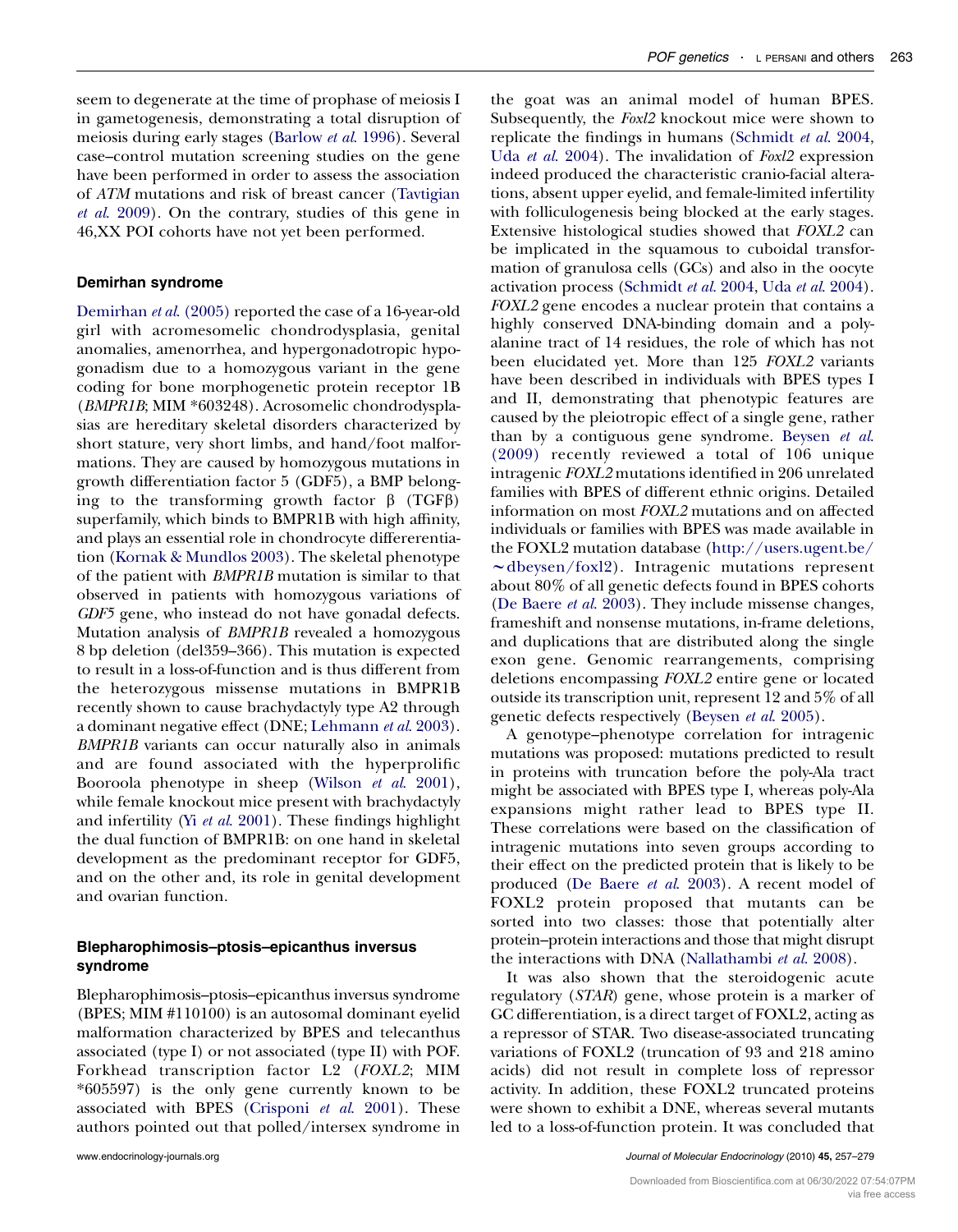seem to degenerate at the time of prophase of meiosis I in gametogenesis, demonstrating a total disruption of meiosis during early stages (Barlow *et al.* 1996). Several case–control mutation screening studies on the gene have been performed in order to assess the association of *ATM* mutations and risk of breast cancer (Tavtigian *et al.* 2009). On the contrary, studies of this gene in 46,XX POI cohorts have not yet been performed.

### Demirhan syndrome

Demirhan *et al.* (2005) reported the case of a 16-year-old girl with acromesomelic chondrodysplasia, genital anomalies, amenorrhea, and hypergonadotropic hypogonadism due to a homozygous variant in the gene coding for bone morphogenetic protein receptor 1B (*BMPR1B*; MIM *603248). Acrosomelic chondrodysplasias are hereditary skeletal disorders characterized by short stature, very short limbs, and hand/foot malformations. They are caused by homozygous mutations in growth differentiation factor 5 (GDF5), a BMP belonging to the transforming growth factor β (TGFβ) superfamily, which binds to BMPR1B with high affinity, and plays an essential role in chondrocyte differerentiation (Kornak & Mundlos 2003). The skeletal phenotype of the patient with *BMPR1B* mutation is similar to that observed in patients with homozygous variations of *GDF5* gene, who instead do not have gonadal defects. Mutation analysis of *BMPR1B* revealed a homozygous 8 bp deletion (del359–366). This mutation is expected to result in a loss-of-function and is thus different from the heterozygous missense mutations in BMPR1B recently shown to cause brachydactyly type A2 through a dominant negative effect (DNE; Lehmann *et al.* 2003). *BMPR1B* variants can occur naturally also in animals and are found associated with the hyperprolific Booroola phenotype in sheep (Wilson *et al.* 2001), while female knockout mice present with brachydactyly and infertility (Yi *et al.* 2001). These findings highlight the dual function of BMPR1B: on one hand in skeletal development as the predominant receptor for GDF5, and on the other and, its role in genital development and ovarian function.

### Blepharophimosis–ptosis–epicanthus inversus syndrome

Blepharophimosis–ptosis–epicanthus inversus syndrome (BPES; MIM #110100) is an autosomal dominant eyelid malformation characterized by BPES and telecanthus associated (type I) or not associated (type II) with POF. Forkhead transcription factor L2 (*FOXL2*; MIM *605597) is the only gene currently known to be associated with BPES (Crisponi *et al.* 2001). These authors pointed out that polled/intersex syndrome in the goat was an animal model of human BPES. Subsequently, the *Foxl2* knockout mice were shown to replicate the findings in humans (Schmidt *et al.* 2004, Uda *et al.* 2004). The invalidation of *Foxl2* expression indeed produced the characteristic cranio-facial alterations, absent upper eyelid, and female-limited infertility with folliculogenesis being blocked at the early stages. Extensive histological studies showed that *FOXL2* can be implicated in the squamous to cuboidal transformation of granulosa cells (GCs) and also in the oocyte activation process (Schmidt *et al.* 2004, Uda *et al.* 2004). *FOXL2* gene encodes a nuclear protein that contains a highly conserved DNA-binding domain and a polyalanine tract of 14 residues, the role of which has not been elucidated yet. More than 125 *FOXL2* variants have been described in individuals with BPES types I and II, demonstrating that phenotypic features are caused by the pleiotropic effect of a single gene, rather than by a contiguous gene syndrome. Beysen *et al.* (2009) recently reviewed a total of 106 unique intragenic *FOXL2* mutations identified in 206 unrelated families with BPES of different ethnic origins. Detailed information on most *FOXL2* mutations and on affected individuals or families with BPES was made available in the FOXL2 mutation database (http://users.ugent.be/~dbeysen/foxl2). Intragenic mutations represent about 80% of all genetic defects found in BPES cohorts (De Baere *et al.* 2003). They include missense changes, frameshift and nonsense mutations, in-frame deletions, and duplications that are distributed along the single exon gene. Genomic rearrangements, comprising deletions encompassing *FOXL2* entire gene or located outside its transcription unit, represent 12 and 5% of all genetic defects respectively (Beysen *et al.* 2005).

A genotype–phenotype correlation for intragenic mutations was proposed: mutations predicted to result in proteins with truncation before the poly-Ala tract might be associated with BPES type I, whereas poly-Ala expansions might rather lead to BPES type II. These correlations were based on the classification of intragenic mutations into seven groups according to their effect on the predicted protein that is likely to be produced (De Baere *et al.* 2003). A recent model of FOXL2 protein proposed that mutants can be sorted into two classes: those that potentially alter protein–protein interactions and those that might disrupt the interactions with DNA (Nallathambi *et al.* 2008).

It was also shown that the steroidogenic acute regulatory (*STAR*) gene, whose protein is a marker of GC differentiation, is a direct target of FOXL2, acting as a repressor of STAR. Two disease-associated truncating variations of FOXL2 (truncation of 93 and 218 amino acids) did not result in complete loss of repressor activity. In addition, these FOXL2 truncated proteins were shown to exhibit a DNE, whereas several mutants led to a loss-of-function protein. It was concluded that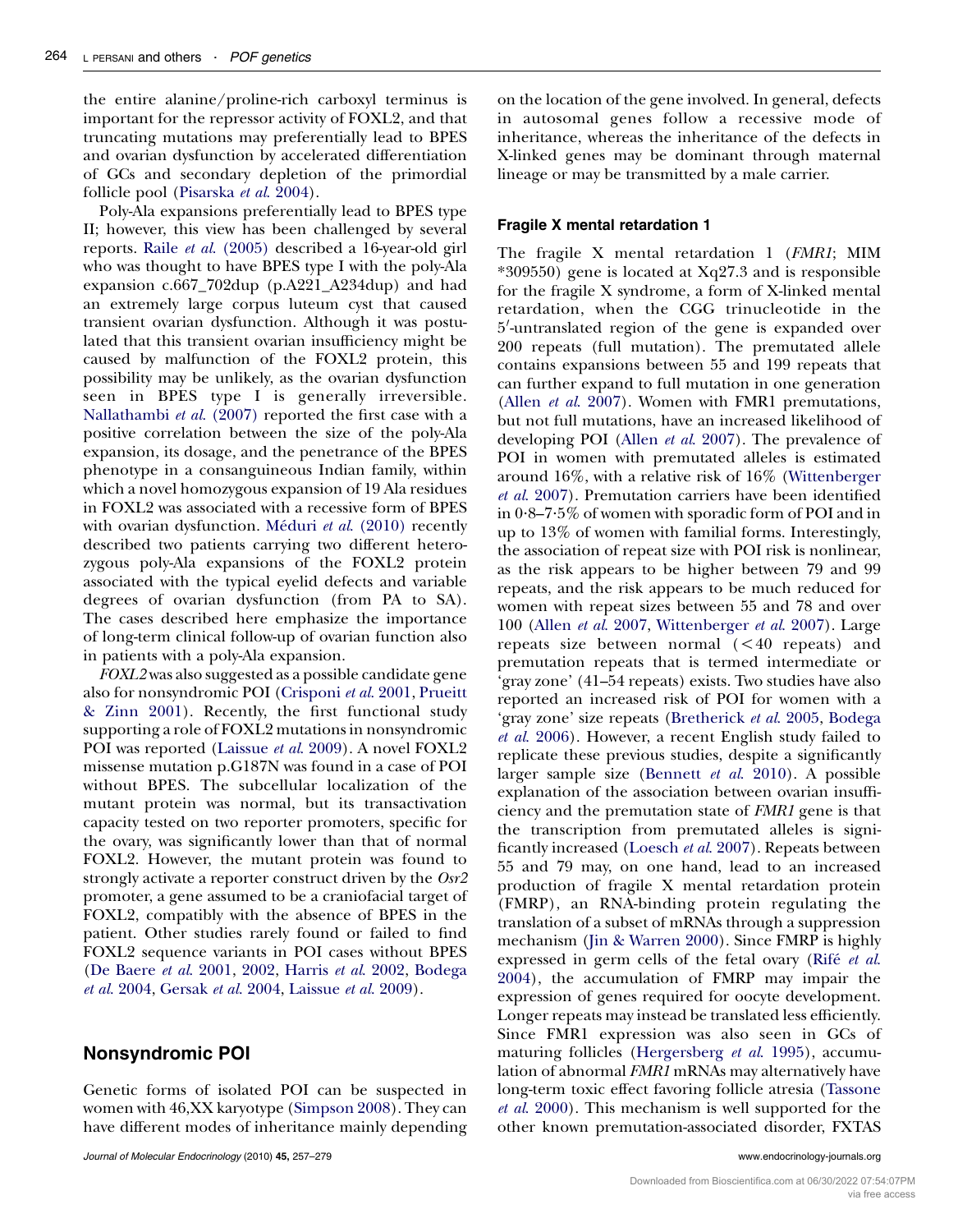the entire alanine/proline-rich carboxyl terminus is important for the repressor activity of FOXL2, and that truncating mutations may preferentially lead to BPES and ovarian dysfunction by accelerated differentiation of GCs and secondary depletion of the primordial follicle pool (Pisarska *et al.* 2004).

Poly-Ala expansions preferentially lead to BPES type II; however, this view has been challenged by several reports. Raile *et al.* (2005) described a 16-year-old girl who was thought to have BPES type I with the poly-Ala expansion c.667_702dup (p.A221_A234dup) and had an extremely large corpus luteum cyst that caused transient ovarian dysfunction. Although it was postulated that this transient ovarian insufficiency might be caused by malfunction of the FOXL2 protein, this possibility may be unlikely, as the ovarian dysfunction seen in BPES type I is generally irreversible. Nallathambi *et al.* (2007) reported the first case with a positive correlation between the size of the poly-Ala expansion, its dosage, and the penetrance of the BPES phenotype in a consanguineous Indian family, within which a novel homozygous expansion of 19 Ala residues in FOXL2 was associated with a recessive form of BPES with ovarian dysfunction. Méduri *et al.* (2010) recently described two patients carrying two different heterozygous poly-Ala expansions of the FOXL2 protein associated with the typical eyelid defects and variable degrees of ovarian dysfunction (from PA to SA). The cases described here emphasize the importance of long-term clinical follow-up of ovarian function also in patients with a poly-Ala expansion.

*FOXL2* was also suggested as a possible candidate gene also for nonsyndromic POI (Crisponi *et al.* 2001, Prueitt & Zinn 2001). Recently, the first functional study supporting a role of FOXL2 mutations in nonsyndromic POI was reported (Laissue *et al.* 2009). A novel FOXL2 missense mutation p.G187N was found in a case of POI without BPES. The subcellular localization of the mutant protein was normal, but its transactivation capacity tested on two reporter promoters, specific for the ovary, was significantly lower than that of normal FOXL2. However, the mutant protein was found to strongly activate a reporter construct driven by the *Osr2* promoter, a gene assumed to be a craniofacial target of FOXL2, compatibly with the absence of BPES in the patient. Other studies rarely found or failed to find FOXL2 sequence variants in POI cases without BPES (De Baere *et al.* 2001, 2002, Harris *et al.* 2002, Bodega *et al.* 2004, Gersak *et al.* 2004, Laissue *et al.* 2009).

## Nonsyndromic POI

Genetic forms of isolated POI can be suspected in women with 46,XX karyotype (Simpson 2008). They can have different modes of inheritance mainly depending on the location of the gene involved. In general, defects in autosomal genes follow a recessive mode of inheritance, whereas the inheritance of the defects in X-linked genes may be dominant through maternal lineage or may be transmitted by a male carrier.

### Fragile X mental retardation 1

The fragile X mental retardation 1 (*FMR1*; MIM *309550) gene is located at Xq27.3 and is responsible for the fragile X syndrome, a form of X-linked mental retardation, when the CGG trinucleotide in the 5′-untranslated region of the gene is expanded over 200 repeats (full mutation). The premutated allele contains expansions between 55 and 199 repeats that can further expand to full mutation in one generation (Allen *et al.* 2007). Women with FMR1 premutations, but not full mutations, have an increased likelihood of developing POI (Allen *et al.* 2007). The prevalence of POI in women with premutated alleles is estimated around 16%, with a relative risk of 16% (Wittenberger *et al.* 2007). Premutation carriers have been identified in 0·8–7·5% of women with sporadic form of POI and in up to 13% of women with familial forms. Interestingly, the association of repeat size with POI risk is nonlinear, as the risk appears to be higher between 79 and 99 repeats, and the risk appears to be much reduced for women with repeat sizes between 55 and 78 and over 100 (Allen *et al.* 2007, Wittenberger *et al.* 2007). Large repeats size between normal (<40 repeats) and premutation repeats that is termed intermediate or 'gray zone' (41–54 repeats) exists. Two studies have also reported an increased risk of POI for women with a 'gray zone' size repeats (Bretherick *et al.* 2005, Bodega *et al.* 2006). However, a recent English study failed to replicate these previous studies, despite a significantly larger sample size (Bennett *et al.* 2010). A possible explanation of the association between ovarian insufficiency and the premutation state of *FMR1* gene is that the transcription from premutated alleles is significantly increased (Loesch *et al.* 2007). Repeats between 55 and 79 may, on one hand, lead to an increased production of fragile X mental retardation protein (FMRP), an RNA-binding protein regulating the translation of a subset of mRNAs through a suppression mechanism (Jin & Warren 2000). Since FMRP is highly expressed in germ cells of the fetal ovary (Rifé *et al.* 2004), the accumulation of FMRP may impair the expression of genes required for oocyte development. Longer repeats may instead be translated less efficiently. Since FMR1 expression was also seen in GCs of maturing follicles (Hergersberg *et al.* 1995), accumulation of abnormal *FMR1* mRNAs may alternatively have long-term toxic effect favoring follicle atresia (Tassone *et al.* 2000). This mechanism is well supported for the other known premutation-associated disorder, FXTAS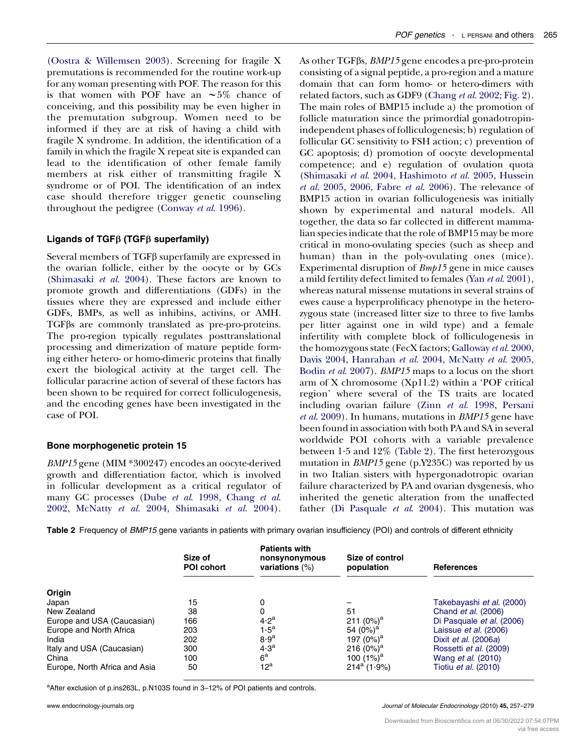(Oostra & Willemsen 2003). Screening for fragile X premutations is recommended for the routine work-up for any woman presenting with POF. The reason for this is that women with POF have an ∼5% chance of conceiving, and this possibility may be even higher in the premutation subgroup. Women need to be informed if they are at risk of having a child with fragile X syndrome. In addition, the identification of a family in which the fragile X repeat site is expanded can lead to the identification of other female family members at risk either of transmitting fragile X syndrome or of POI. The identification of an index case should therefore trigger genetic counseling throughout the pedigree (Conway *et al.* 1996).

## Ligands of TGFβ (TGFβ superfamily)

Several members of TGFβ superfamily are expressed in the ovarian follicle, either by the oocyte or by GCs (Shimasaki *et al.* 2004). These factors are known to promote growth and differentiations (GDFs) in the tissues where they are expressed and include either GDFs, BMPs, as well as inhibins, activins, or AMH. TGFβs are commonly translated as pre-pro-proteins. The pro-region typically regulates posttranslational processing and dimerization of mature peptide forming either hetero- or homo-dimeric proteins that finally exert the biological activity at the target cell. The follicular paracrine action of several of these factors has been shown to be required for correct folliculogenesis, and the encoding genes have been investigated in the case of POI.

### Bone morphogenetic protein 15

*BMP15* gene (MIM *300247) encodes an oocyte-derived growth and differentiation factor, which is involved in follicular development as a critical regulator of many GC processes (Dube *et al.* 1998, Chang *et al.* 2002, McNatty *et al.* 2004, Shimasaki *et al.* 2004). As other TGFβs, *BMP15* gene encodes a pre-pro-protein consisting of a signal peptide, a pro-region and a mature domain that can form homo- or hetero-dimers with related factors, such as GDF9 (Chang *et al.* 2002; Fig. 2). The main roles of BMP15 include a) the promotion of follicle maturation since the primordial gonadotropin-independent phases of folliculogenesis; b) regulation of follicular GC sensitivity to FSH action; c) prevention of GC apoptosis; d) promotion of oocyte developmental competence; and e) regulation of ovulation quota (Shimasaki *et al.* 2004, Hashimoto *et al.* 2005, Hussein *et al.* 2005, 2006, Fabre *et al.* 2006). The relevance of BMP15 action in ovarian folliculogenesis was initially shown by experimental and natural models. All together, the data so far collected in different mammalian species indicate that the role of BMP15 may be more critical in mono-ovulating species (such as sheep and human) than in the poly-ovulating ones (mice). Experimental disruption of *Bmp15* gene in mice causes a mild fertility defect limited to females (Yan *et al.* 2001), whereas natural missense mutations in several strains of ewes cause a hyperprolificacy phenotype in the heterozygous state (increased litter size to three to five lambs per litter against one in wild type) and a female infertility with complete block of folliculogenesis in the homozygous state (FecX factors; Galloway *et al.* 2000, Davis 2004, Hanrahan *et al.* 2004, McNatty *et al.* 2005, Bodin *et al.* 2007). *BMP15* maps to a locus on the short arm of X chromosome (Xp11.2) within a 'POF critical region' where several of the TS traits are located including ovarian failure (Zinn *et al.* 1998, Persani *et al.* 2009). In humans, mutations in *BMP15* gene have been found in association with both PA and SA in several worldwide POI cohorts with a variable prevalence between 1·5 and 12% (Table 2). The first heterozygous mutation in *BMP15* gene (p.Y235C) was reported by us in two Italian sisters with hypergonadotropic ovarian failure characterized by PA and ovarian dysgenesis, who inherited the genetic alteration from the unaffected father (Di Pasquale *et al.* 2004). This mutation was

**Table 2** Frequency of *BMP15* gene variants in patients with primary ovarian insufficiency (POI) and controls of different ethnicity

| Origin | Size of POI cohort | Patients with nonsynonymous variations (%) | Size of control population | References |
|---|---|---|---|---|
| Japan | 15 | 0 | – | Takebayashi *et al.* (2000) |
| New Zealand | 38 | 0 | 51 | Chand *et al.* (2006) |
| Europe and USA (Caucasian) | 166 | 4·2[a] | 211 (0%)[a] | Di Pasquale *et al.* (2006) |
| Europe and North Africa | 203 | 1·5[a] | 54 (0%)[a] | Laissue *et al.* (2006) |
| India | 202 | 8·9[a] | 197 (0%)[a] | Dixit *et al.* (2006*a*) |
| Italy and USA (Caucasian) | 300 | 4·3[a] | 216 (0%)[a] | Rossetti *et al.* (2009) |
| China | 100 | 6[a] | 100 (1%)[a] | Wang *et al.* (2010) |
| Europe, North Africa and Asia | 50 | 12[a] | 214[a] (1·9%) | Tiotiu *et al.* (2010) |

[a]After exclusion of p.ins263L, p.N103S found in 3–12% of POI patients and controls.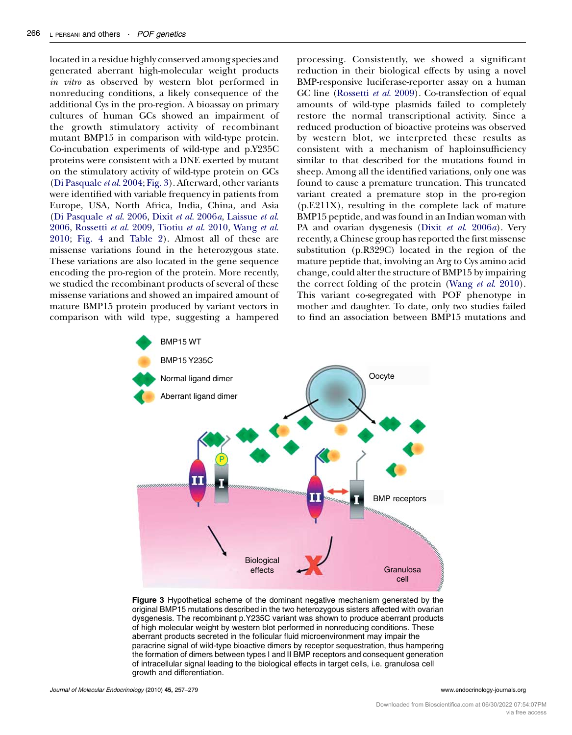located in a residue highly conserved among species and generated aberrant high-molecular weight products *in vitro* as observed by western blot performed in nonreducing conditions, a likely consequence of the additional Cys in the pro-region. A bioassay on primary cultures of human GCs showed an impairment of the growth stimulatory activity of recombinant mutant BMP15 in comparison with wild-type protein. Co-incubation experiments of wild-type and p.Y235C proteins were consistent with a DNE exerted by mutant on the stimulatory activity of wild-type protein on GCs (Di Pasquale *et al.* 2004; Fig. 3). Afterward, other variants were identified with variable frequency in patients from Europe, USA, North Africa, India, China, and Asia (Di Pasquale *et al.* 2006, Dixit *et al.* 2006*a*, Laissue *et al.* 2006, Rossetti *et al.* 2009, Tiotiu *et al.* 2010, Wang *et al.* 2010; Fig. 4 and Table 2). Almost all of these are missense variations found in the heterozygous state. These variations are also located in the gene sequence encoding the pro-region of the protein. More recently, we studied the recombinant products of several of these missense variations and showed an impaired amount of mature BMP15 protein produced by variant vectors in comparison with wild type, suggesting a hampered processing. Consistently, we showed a significant reduction in their biological effects by using a novel BMP-responsive luciferase-reporter assay on a human GC line (Rossetti *et al.* 2009). Co-transfection of equal amounts of wild-type plasmids failed to completely restore the normal transcriptional activity. Since a reduced production of bioactive proteins was observed by western blot, we interpreted these results as consistent with a mechanism of haploinsufficiency similar to that described for the mutations found in sheep. Among all the identified variations, only one was found to cause a premature truncation. This truncated variant created a premature stop in the pro-region (p.E211X), resulting in the complete lack of mature BMP15 peptide, and was found in an Indian woman with PA and ovarian dysgenesis (Dixit *et al.* 2006*a*). Very recently, a Chinese group has reported the first missense substitution (p.R329C) located in the region of the mature peptide that, involving an Arg to Cys amino acid change, could alter the structure of BMP15 by impairing the correct folding of the protein (Wang *et al.* 2010). This variant co-segregated with POF phenotype in mother and daughter. To date, only two studies failed to find an association between BMP15 mutations and

**Figure 3** Hypothetical scheme of the dominant negative mechanism generated by the original BMP15 mutations described in the two heterozygous sisters affected with ovarian dysgenesis. The recombinant p.Y235C variant was shown to produce aberrant products of high molecular weight by western blot performed in nonreducing conditions. These aberrant products secreted in the follicular fluid microenvironment may impair the paracrine signal of wild-type bioactive dimers by receptor sequestration, thus hampering the formation of dimers between types I and II BMP receptors and consequent generation of intracellular signal leading to the biological effects in target cells, i.e. granulosa cell growth and differentiation.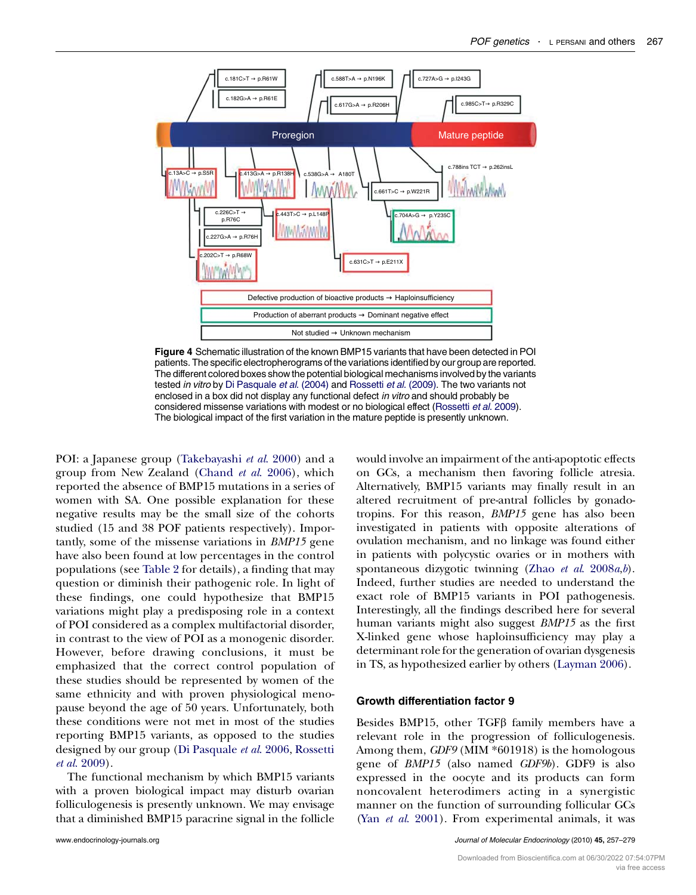**Figure 4** Schematic illustration of the known BMP15 variants that have been detected in POI patients. The specific electropherograms of the variations identified by our group are reported. The different colored boxes show the potential biological mechanisms involved by the variants tested *in vitro* by Di Pasquale *et al.* (2004) and Rossetti *et al.* (2009). The two variants not enclosed in a box did not display any functional defect *in vitro* and should probably be considered missense variations with modest or no biological effect (Rossetti *et al.* 2009). The biological impact of the first variation in the mature peptide is presently unknown.

POI: a Japanese group (Takebayashi *et al.* 2000) and a group from New Zealand (Chand *et al.* 2006), which reported the absence of BMP15 mutations in a series of women with SA. One possible explanation for these negative results may be the small size of the cohorts studied (15 and 38 POF patients respectively). Importantly, some of the missense variations in *BMP15* gene have also been found at low percentages in the control populations (see Table 2 for details), a finding that may question or diminish their pathogenic role. In light of these findings, one could hypothesize that BMP15 variations might play a predisposing role in a context of POI considered as a complex multifactorial disorder, in contrast to the view of POI as a monogenic disorder. However, before drawing conclusions, it must be emphasized that the correct control population of these studies should be represented by women of the same ethnicity and with proven physiological menopause beyond the age of 50 years. Unfortunately, both these conditions were not met in most of the studies reporting BMP15 variants, as opposed to the studies designed by our group (Di Pasquale *et al.* 2006, Rossetti *et al.* 2009).

The functional mechanism by which BMP15 variants with a proven biological impact may disturb ovarian folliculogenesis is presently unknown. We may envisage that a diminished BMP15 paracrine signal in the follicle would involve an impairment of the anti-apoptotic effects on GCs, a mechanism then favoring follicle atresia. Alternatively, BMP15 variants may finally result in an altered recruitment of pre-antral follicles by gonadotropins. For this reason, *BMP15* gene has also been investigated in patients with opposite alterations of ovulation mechanism, and no linkage was found either in patients with polycystic ovaries or in mothers with spontaneous dizygotic twinning (Zhao *et al.* 2008*a*,*b*). Indeed, further studies are needed to understand the exact role of BMP15 variants in POI pathogenesis. Interestingly, all the findings described here for several human variants might also suggest *BMP15* as the first X-linked gene whose haploinsufficiency may play a determinant role for the generation of ovarian dysgenesis in TS, as hypothesized earlier by others (Layman 2006).

## Growth differentiation factor 9

Besides BMP15, other TGFβ family members have a relevant role in the progression of folliculogenesis. Among them, *GDF9* (MIM *601918) is the homologous gene of *BMP15* (also named *GDF9b*). GDF9 is also expressed in the oocyte and its products can form noncovalent heterodimers acting in a synergistic manner on the function of surrounding follicular GCs (Yan *et al.* 2001). From experimental animals, it was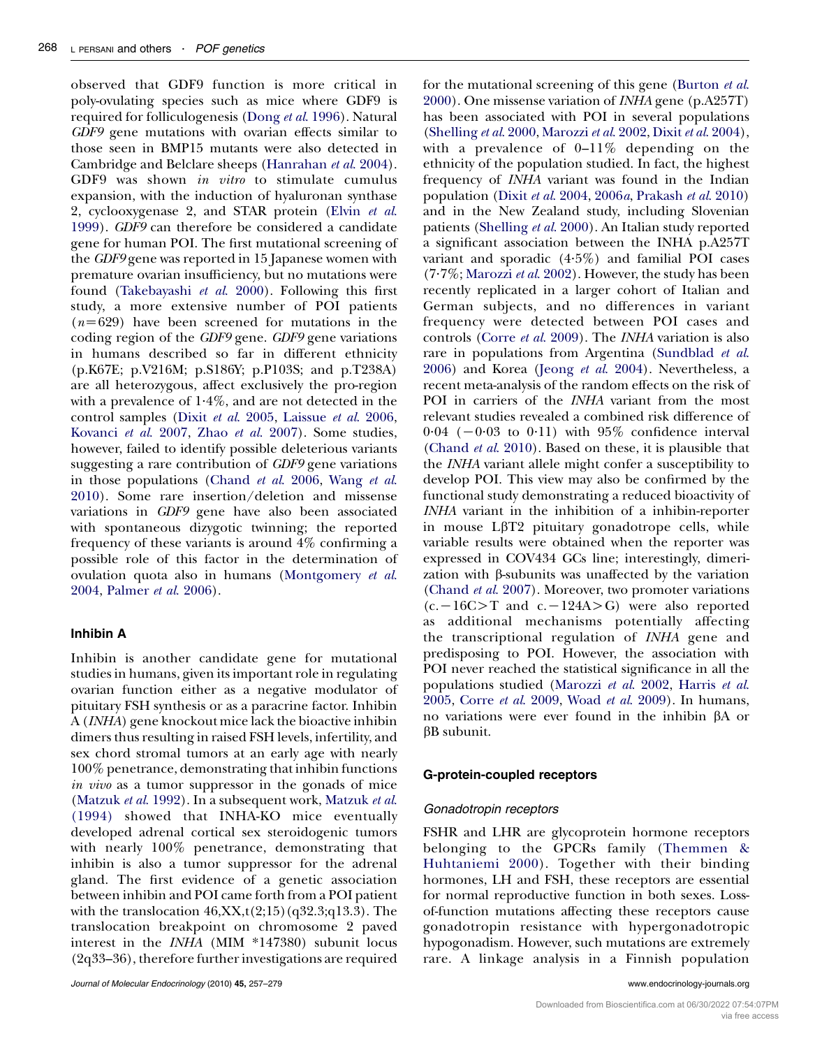observed that GDF9 function is more critical in poly-ovulating species such as mice where GDF9 is required for folliculogenesis (Dong *et al.* 1996). Natural *GDF9* gene mutations with ovarian effects similar to those seen in BMP15 mutants were also detected in Cambridge and Belclare sheeps (Hanrahan *et al.* 2004). GDF9 was shown *in vitro* to stimulate cumulus expansion, with the induction of hyaluronan synthase 2, cyclooxygenase 2, and STAR protein (Elvin *et al.* 1999). *GDF9* can therefore be considered a candidate gene for human POI. The first mutational screening of the *GDF9* gene was reported in 15 Japanese women with premature ovarian insufficiency, but no mutations were found (Takebayashi *et al.* 2000). Following this first study, a more extensive number of POI patients ($n=629$) have been screened for mutations in the coding region of the *GDF9* gene. *GDF9* gene variations in humans described so far in different ethnicity (p.K67E; p.V216M; p.S186Y; p.P103S; and p.T238A) are all heterozygous, affect exclusively the pro-region with a prevalence of 1·4%, and are not detected in the control samples (Dixit *et al.* 2005, Laissue *et al.* 2006, Kovanci *et al.* 2007, Zhao *et al.* 2007). Some studies, however, failed to identify possible deleterious variants suggesting a rare contribution of *GDF9* gene variations in those populations (Chand *et al.* 2006, Wang *et al.* 2010). Some rare insertion/deletion and missense variations in *GDF9* gene have also been associated with spontaneous dizygotic twinning; the reported frequency of these variants is around 4% confirming a possible role of this factor in the determination of ovulation quota also in humans (Montgomery *et al.* 2004, Palmer *et al.* 2006).

## Inhibin A

Inhibin is another candidate gene for mutational studies in humans, given its important role in regulating ovarian function either as a negative modulator of pituitary FSH synthesis or as a paracrine factor. Inhibin A (*INHA*) gene knockout mice lack the bioactive inhibin dimers thus resulting in raised FSH levels, infertility, and sex chord stromal tumors at an early age with nearly 100% penetrance, demonstrating that inhibin functions *in vivo* as a tumor suppressor in the gonads of mice (Matzuk *et al.* 1992). In a subsequent work, Matzuk *et al.* (1994) showed that INHA-KO mice eventually developed adrenal cortical sex steroidogenic tumors with nearly 100% penetrance, demonstrating that inhibin is also a tumor suppressor for the adrenal gland. The first evidence of a genetic association between inhibin and POI came forth from a POI patient with the translocation 46,XX,t(2;15)(q32.3;q13.3). The translocation breakpoint on chromosome 2 paved interest in the *INHA* (MIM *147380) subunit locus (2q33–36), therefore further investigations are required for the mutational screening of this gene (Burton *et al.* 2000). One missense variation of *INHA* gene (p.A257T) has been associated with POI in several populations (Shelling *et al.* 2000, Marozzi *et al.* 2002, Dixit *et al.* 2004), with a prevalence of 0–11% depending on the ethnicity of the population studied. In fact, the highest frequency of *INHA* variant was found in the Indian population (Dixit *et al.* 2004, 2006*a*, Prakash *et al.* 2010) and in the New Zealand study, including Slovenian patients (Shelling *et al.* 2000). An Italian study reported a significant association between the INHA p.A257T variant and sporadic (4·5%) and familial POI cases (7·7%; Marozzi *et al.* 2002). However, the study has been recently replicated in a larger cohort of Italian and German subjects, and no differences in variant frequency were detected between POI cases and controls (Corre *et al.* 2009). The *INHA* variation is also rare in populations from Argentina (Sundblad *et al.* 2006) and Korea (Jeong *et al.* 2004). Nevertheless, a recent meta-analysis of the random effects on the risk of POI in carriers of the *INHA* variant from the most relevant studies revealed a combined risk difference of 0·04 (−0·03 to 0·11) with 95% confidence interval (Chand *et al.* 2010). Based on these, it is plausible that the *INHA* variant allele might confer a susceptibility to develop POI. This view may also be confirmed by the functional study demonstrating a reduced bioactivity of *INHA* variant in the inhibition of a inhibin-reporter in mouse LβT2 pituitary gonadotrope cells, while variable results were obtained when the reporter was expressed in COV434 GCs line; interestingly, dimerization with β-subunits was unaffected by the variation (Chand *et al.* 2007). Moreover, two promoter variations (c.−16C>T and c.−124A>G) were also reported as additional mechanisms potentially affecting the transcriptional regulation of *INHA* gene and predisposing to POI. However, the association with POI never reached the statistical significance in all the populations studied (Marozzi *et al.* 2002, Harris *et al.* 2005, Corre *et al.* 2009, Woad *et al.* 2009). In humans, no variations were ever found in the inhibin βA or βB subunit.

## G-protein-coupled receptors

### Gonadotropin receptors

FSHR and LHR are glycoprotein hormone receptors belonging to the GPCRs family (Themmen & Huhtaniemi 2000). Together with their binding hormones, LH and FSH, these receptors are essential for normal reproductive function in both sexes. Loss-of-function mutations affecting these receptors cause gonadotropin resistance with hypergonadotropic hypogonadism. However, such mutations are extremely rare. A linkage analysis in a Finnish population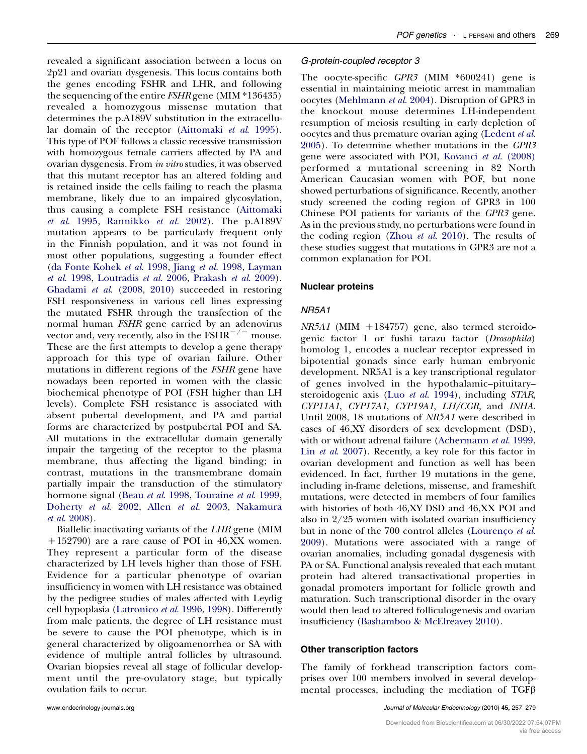revealed a significant association between a locus on 2p21 and ovarian dysgenesis. This locus contains both the genes encoding FSHR and LHR, and following the sequencing of the entire *FSHR* gene (MIM *136435) revealed a homozygous missense mutation that determines the p.A189V substitution in the extracellular domain of the receptor (Aittomaki *et al.* 1995). This type of POF follows a classic recessive transmission with homozygous female carriers affected by PA and ovarian dysgenesis. From *in vitro* studies, it was observed that this mutant receptor has an altered folding and is retained inside the cells failing to reach the plasma membrane, likely due to an impaired glycosylation, thus causing a complete FSH resistance (Aittomaki *et al.* 1995, Rannikko *et al.* 2002). The p.A189V mutation appears to be particularly frequent only in the Finnish population, and it was not found in most other populations, suggesting a founder effect (da Fonte Kohek *et al.* 1998, Jiang *et al.* 1998, Layman *et al.* 1998, Loutradis *et al.* 2006, Prakash *et al.* 2009). Ghadami *et al.* (2008, 2010) succeeded in restoring FSH responsiveness in various cell lines expressing the mutated FSHR through the transfection of the normal human *FSHR* gene carried by an adenovirus vector and, very recently, also in the $FSHR^{-/-}$ mouse. These are the first attempts to develop a gene therapy approach for this type of ovarian failure. Other mutations in different regions of the *FSHR* gene have nowadays been reported in women with the classic biochemical phenotype of POI (FSH higher than LH levels). Complete FSH resistance is associated with absent pubertal development, and PA and partial forms are characterized by postpubertal POI and SA. All mutations in the extracellular domain generally impair the targeting of the receptor to the plasma membrane, thus affecting the ligand binding; in contrast, mutations in the transmembrane domain partially impair the transduction of the stimulatory hormone signal (Beau *et al.* 1998, Touraine *et al.* 1999, Doherty *et al.* 2002, Allen *et al.* 2003, Nakamura *et al.* 2008).

Biallelic inactivating variants of the *LHR* gene (MIM +152790) are a rare cause of POI in 46,XX women. They represent a particular form of the disease characterized by LH levels higher than those of FSH. Evidence for a particular phenotype of ovarian insufficiency in women with LH resistance was obtained by the pedigree studies of males affected with Leydig cell hypoplasia (Latronico *et al.* 1996, 1998). Differently from male patients, the degree of LH resistance must be severe to cause the POI phenotype, which is in general characterized by oligoamenorrhea or SA with evidence of multiple antral follicles by ultrasound. Ovarian biopsies reveal all stage of follicular development until the pre-ovulatory stage, but typically ovulation fails to occur.

### G-protein-coupled receptor 3

The oocyte-specific *GPR3* (MIM *600241) gene is essential in maintaining meiotic arrest in mammalian oocytes (Mehlmann *et al.* 2004). Disruption of GPR3 in the knockout mouse determines LH-independent resumption of meiosis resulting in early depletion of oocytes and thus premature ovarian aging (Ledent *et al.* 2005). To determine whether mutations in the *GPR3* gene were associated with POI, Kovanci *et al.* (2008) performed a mutational screening in 82 North American Caucasian women with POF, but none showed perturbations of significance. Recently, another study screened the coding region of GPR3 in 100 Chinese POI patients for variants of the *GPR3* gene. As in the previous study, no perturbations were found in the coding region (Zhou *et al.* 2010). The results of these studies suggest that mutations in GPR3 are not a common explanation for POI.

## Nuclear proteins

### NR5A1

*NR5A1* (MIM +184757) gene, also termed steroidogenic factor 1 or fushi tarazu factor (*Drosophila*) homolog 1, encodes a nuclear receptor expressed in bipotential gonads since early human embryonic development. NR5A1 is a key transcriptional regulator of genes involved in the hypothalamic–pituitary–steroidogenic axis (Luo *et al.* 1994), including *STAR*, *CYP11A1*, *CYP17A1*, *CYP19A1*, *LH/CGR*, and *INHA*. Until 2008, 18 mutations of *NR5A1* were described in cases of 46,XY disorders of sex development (DSD), with or without adrenal failure (Achermann *et al.* 1999, Lin *et al.* 2007). Recently, a key role for this factor in ovarian development and function as well has been evidenced. In fact, further 19 mutations in the gene, including in-frame deletions, missense, and frameshift mutations, were detected in members of four families with histories of both 46,XY DSD and 46,XX POI and also in 2/25 women with isolated ovarian insufficiency but in none of the 700 control alleles (Lourenço *et al.* 2009). Mutations were associated with a range of ovarian anomalies, including gonadal dysgenesis with PA or SA. Functional analysis revealed that each mutant protein had altered transactivational properties in gonadal promoters important for follicle growth and maturation. Such transcriptional disorder in the ovary would then lead to altered folliculogenesis and ovarian insufficiency (Bashamboo & McElreavey 2010).

## Other transcription factors

The family of forkhead transcription factors comprises over 100 members involved in several developmental processes, including the mediation of TGFβ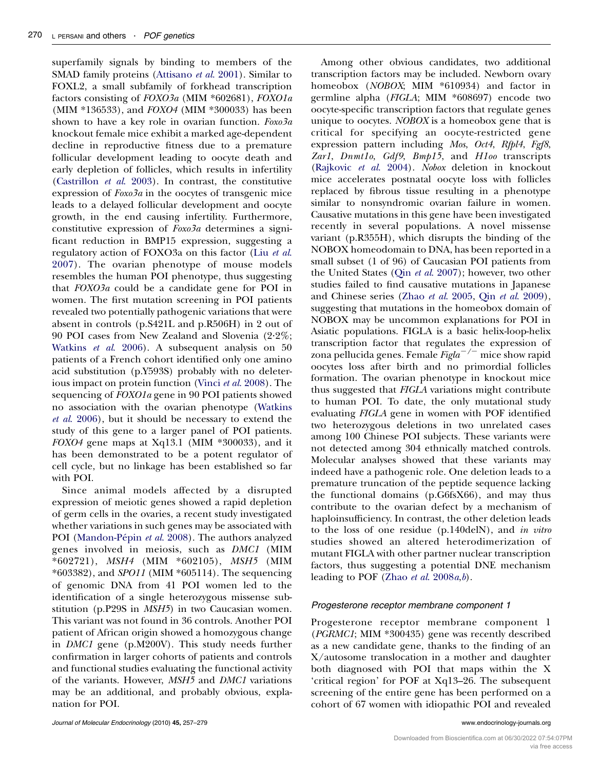superfamily signals by binding to members of the SMAD family proteins (Attisano *et al.* 2001). Similar to FOXL2, a small subfamily of forkhead transcription factors consisting of *FOXO3a* (MIM *602681), *FOXO1a* (MIM *136533), and *FOXO4* (MIM *300033) has been shown to have a key role in ovarian function. *Foxo3a* knockout female mice exhibit a marked age-dependent decline in reproductive fitness due to a premature follicular development leading to oocyte death and early depletion of follicles, which results in infertility (Castrillon *et al.* 2003). In contrast, the constitutive expression of *Foxo3a* in the oocytes of transgenic mice leads to a delayed follicular development and oocyte growth, in the end causing infertility. Furthermore, constitutive expression of *Foxo3a* determines a significant reduction in BMP15 expression, suggesting a regulatory action of FOXO3a on this factor (Liu *et al.* 2007). The ovarian phenotype of mouse models resembles the human POI phenotype, thus suggesting that *FOXO3a* could be a candidate gene for POI in women. The first mutation screening in POI patients revealed two potentially pathogenic variations that were absent in controls (p.S421L and p.R506H) in 2 out of 90 POI cases from New Zealand and Slovenia (2·2%; Watkins *et al.* 2006). A subsequent analysis on 50 patients of a French cohort identified only one amino acid substitution (p.Y593S) probably with no deleterious impact on protein function (Vinci *et al.* 2008). The sequencing of *FOXO1a* gene in 90 POI patients showed no association with the ovarian phenotype (Watkins *et al.* 2006), but it should be necessary to extend the study of this gene to a larger panel of POI patients. *FOXO4* gene maps at Xq13.1 (MIM *300033), and it has been demonstrated to be a potent regulator of cell cycle, but no linkage has been established so far with POI.

Since animal models affected by a disrupted expression of meiotic genes showed a rapid depletion of germ cells in the ovaries, a recent study investigated whether variations in such genes may be associated with POI (Mandon-Pépin *et al.* 2008). The authors analyzed genes involved in meiosis, such as *DMC1* (MIM *602721), *MSH4* (MIM *602105), *MSH5* (MIM *603382), and *SPO11* (MIM *605114). The sequencing of genomic DNA from 41 POI women led to the identification of a single heterozygous missense substitution (p.P29S in *MSH5*) in two Caucasian women. This variant was not found in 36 controls. Another POI patient of African origin showed a homozygous change in *DMC1* gene (p.M200V). This study needs further confirmation in larger cohorts of patients and controls and functional studies evaluating the functional activity of the variants. However, *MSH5* and *DMC1* variations may be an additional, and probably obvious, explanation for POI.

Among other obvious candidates, two additional transcription factors may be included. Newborn ovary homeobox (*NOBOX*; MIM *610934) and factor in germline alpha (*FIGLA*; MIM *608697) encode two oocyte-specific transcription factors that regulate genes unique to oocytes. *NOBOX* is a homeobox gene that is critical for specifying an oocyte-restricted gene expression pattern including *Mos*, *Oct4*, *Rfpl4*, *Fgf8*, *Zar1*, *Dnmt1o*, *Gdf9*, *Bmp15*, and *H1oo* transcripts (Rajkovic *et al.* 2004). *Nobox* deletion in knockout mice accelerates postnatal oocyte loss with follicles replaced by fibrous tissue resulting in a phenotype similar to nonsyndromic ovarian failure in women. Causative mutations in this gene have been investigated recently in several populations. A novel missense variant (p.R355H), which disrupts the binding of the NOBOX homeodomain to DNA, has been reported in a small subset (1 of 96) of Caucasian POI patients from the United States (Qin *et al.* 2007); however, two other studies failed to find causative mutations in Japanese and Chinese series (Zhao *et al.* 2005, Qin *et al.* 2009), suggesting that mutations in the homeobox domain of NOBOX may be uncommon explanations for POI in Asiatic populations. FIGLA is a basic helix-loop-helix transcription factor that regulates the expression of zona pellucida genes. Female $Figla^{-/-}$ mice show rapid oocytes loss after birth and no primordial follicles formation. The ovarian phenotype in knockout mice thus suggested that *FIGLA* variations might contribute to human POI. To date, the only mutational study evaluating *FIGLA* gene in women with POF identified two heterozygous deletions in two unrelated cases among 100 Chinese POI subjects. These variants were not detected among 304 ethnically matched controls. Molecular analyses showed that these variants may indeed have a pathogenic role. One deletion leads to a premature truncation of the peptide sequence lacking the functional domains (p.G6fsX66), and may thus contribute to the ovarian defect by a mechanism of haploinsufficiency. In contrast, the other deletion leads to the loss of one residue (p.140delN), and *in vitro* studies showed an altered heterodimerization of mutant FIGLA with other partner nuclear transcription factors, thus suggesting a potential DNE mechanism leading to POF (Zhao *et al.* 2008*a*,*b*).

### Progesterone receptor membrane component 1

Progesterone receptor membrane component 1 (*PGRMC1*; MIM *300435) gene was recently described as a new candidate gene, thanks to the finding of an X/autosome translocation in a mother and daughter both diagnosed with POI that maps within the X 'critical region' for POF at Xq13–26. The subsequent screening of the entire gene has been performed on a cohort of 67 women with idiopathic POI and revealed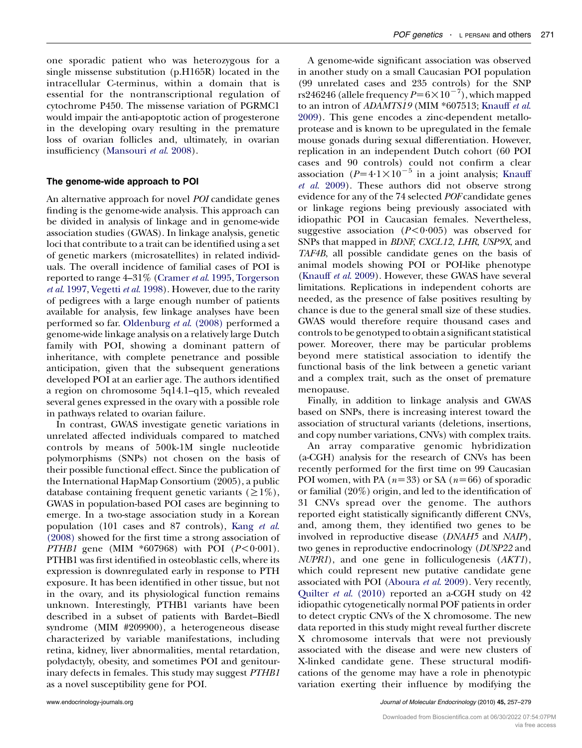one sporadic patient who was heterozygous for a single missense substitution (p.H165R) located in the intracellular C-terminus, within a domain that is essential for the nontranscriptional regulation of cytochrome P450. The missense variation of PGRMC1 would impair the anti-apoptotic action of progesterone in the developing ovary resulting in the premature loss of ovarian follicles and, ultimately, in ovarian insufficiency (Mansouri *et al.* 2008).

## The genome-wide approach to POI

An alternative approach for novel *POI* candidate genes finding is the genome-wide analysis. This approach can be divided in analysis of linkage and in genome-wide association studies (GWAS). In linkage analysis, genetic loci that contribute to a trait can be identified using a set of genetic markers (microsatellites) in related individuals. The overall incidence of familial cases of POI is reported to range 4–31% (Cramer *et al.* 1995, Torgerson *et al.* 1997, Vegetti *et al.* 1998). However, due to the rarity of pedigrees with a large enough number of patients available for analysis, few linkage analyses have been performed so far. Oldenburg *et al.* (2008) performed a genome-wide linkage analysis on a relatively large Dutch family with POI, showing a dominant pattern of inheritance, with complete penetrance and possible anticipation, given that the subsequent generations developed POI at an earlier age. The authors identified a region on chromosome 5q14.1–q15, which revealed several genes expressed in the ovary with a possible role in pathways related to ovarian failure.

In contrast, GWAS investigate genetic variations in unrelated affected individuals compared to matched controls by means of 500k-1M single nucleotide polymorphisms (SNPs) not chosen on the basis of their possible functional effect. Since the publication of the International HapMap Consortium (2005), a public database containing frequent genetic variants ($\geq$1%), GWAS in population-based POI cases are beginning to emerge. In a two-stage association study in a Korean population (101 cases and 87 controls), Kang *et al.* (2008) showed for the first time a strong association of *PTHB1* gene (MIM \*607968) with POI ($P<0{\cdot}001$). PTHB1 was first identified in osteoblastic cells, where its expression is downregulated early in response to PTH exposure. It has been identified in other tissue, but not in the ovary, and its physiological function remains unknown. Interestingly, PTHB1 variants have been described in a subset of patients with Bardet–Biedl syndrome (MIM #209900), a heterogeneous disease characterized by variable manifestations, including retina, kidney, liver abnormalities, mental retardation, polydactyly, obesity, and sometimes POI and genitourinary defects in females. This study may suggest *PTHB1* as a novel susceptibility gene for POI.

A genome-wide significant association was observed in another study on a small Caucasian POI population (99 unrelated cases and 235 controls) for the SNP rs246246 (allele frequency $P=6\times10^{-7}$), which mapped to an intron of *ADAMTS19* (MIM \*607513; Knauff *et al.* 2009). This gene encodes a zinc-dependent metalloprotease and is known to be upregulated in the female mouse gonads during sexual differentiation. However, replication in an independent Dutch cohort (60 POI cases and 90 controls) could not confirm a clear association ($P=4{\cdot}1\times10^{-5}$ in a joint analysis; Knauff *et al.* 2009). These authors did not observe strong evidence for any of the 74 selected *POF* candidate genes or linkage regions being previously associated with idiopathic POI in Caucasian females. Nevertheless, suggestive association ($P<0{\cdot}005$) was observed for SNPs that mapped in *BDNF*, *CXCL12*, *LHR*, *USP9X*, and *TAF4B*, all possible candidate genes on the basis of animal models showing POI or POI-like phenotype (Knauff *et al.* 2009). However, these GWAS have several limitations. Replications in independent cohorts are needed, as the presence of false positives resulting by chance is due to the general small size of these studies. GWAS would therefore require thousand cases and controls to be genotyped to obtain a significant statistical power. Moreover, there may be particular problems beyond mere statistical association to identify the functional basis of the link between a genetic variant and a complex trait, such as the onset of premature menopause.

Finally, in addition to linkage analysis and GWAS based on SNPs, there is increasing interest toward the association of structural variants (deletions, insertions, and copy number variations, CNVs) with complex traits.

An array comparative genomic hybridization (a-CGH) analysis for the research of CNVs has been recently performed for the first time on 99 Caucasian POI women, with PA ($n=33$) or SA ($n=66$) of sporadic or familial (20%) origin, and led to the identification of 31 CNVs spread over the genome. The authors reported eight statistically significantly different CNVs, and, among them, they identified two genes to be involved in reproductive disease (*DNAH5* and *NAIP*), two genes in reproductive endocrinology (*DUSP22* and *NUPR1*), and one gene in folliculogenesis (*AKT1*), which could represent new putative candidate gene associated with POI (Aboura *et al.* 2009). Very recently, Quilter *et al.* (2010) reported an a-CGH study on 42 idiopathic cytogenetically normal POF patients in order to detect cryptic CNVs of the X chromosome. The new data reported in this study might reveal further discrete X chromosome intervals that were not previously associated with the disease and were new clusters of X-linked candidate gene. These structural modifications of the genome may have a role in phenotypic variation exerting their influence by modifying the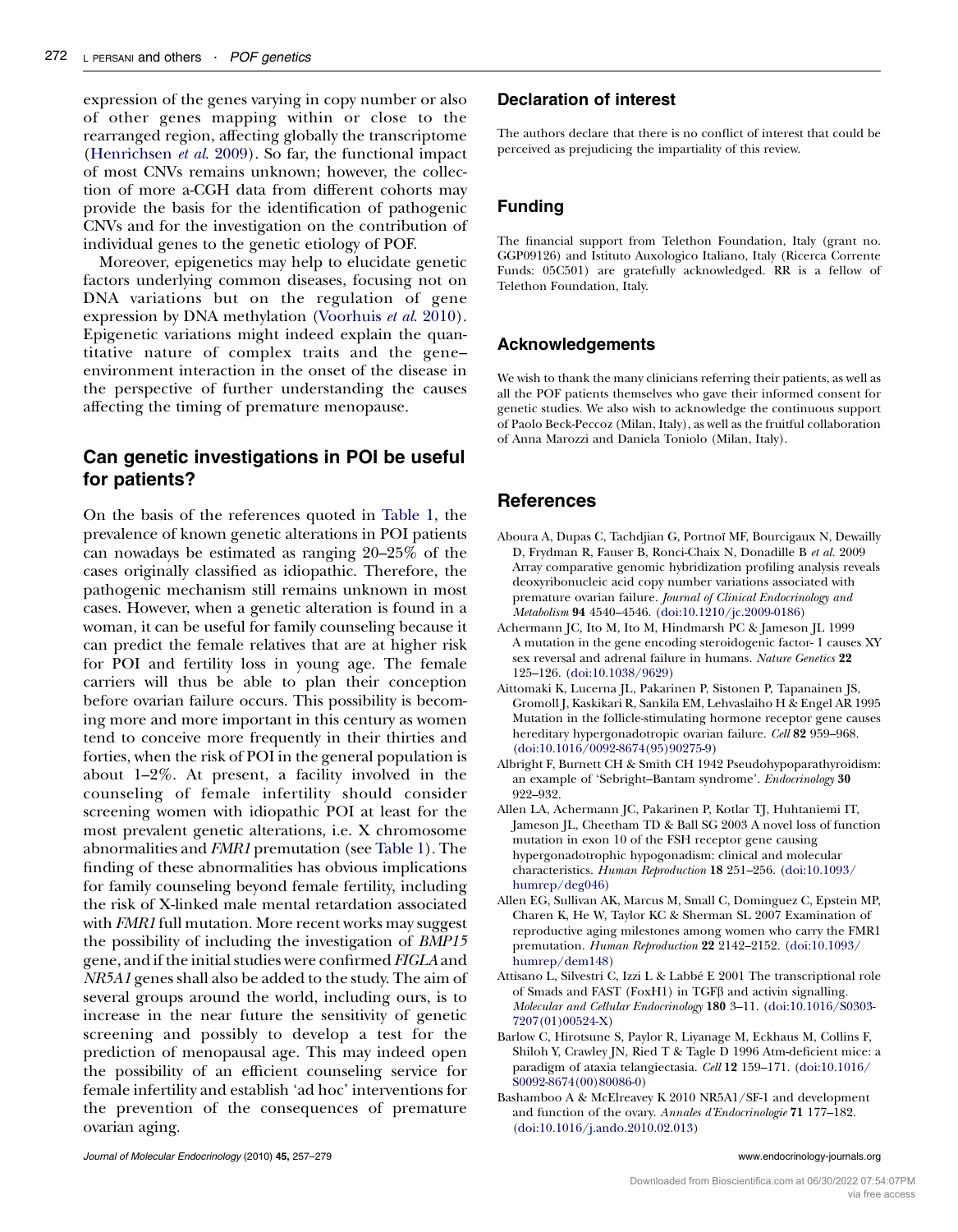expression of the genes varying in copy number or also of other genes mapping within or close to the rearranged region, affecting globally the transcriptome (Henrichsen *et al.* 2009). So far, the functional impact of most CNVs remains unknown; however, the collection of more a-CGH data from different cohorts may provide the basis for the identification of pathogenic CNVs and for the investigation on the contribution of individual genes to the genetic etiology of POF.

Moreover, epigenetics may help to elucidate genetic factors underlying common diseases, focusing not on DNA variations but on the regulation of gene expression by DNA methylation (Voorhuis *et al.* 2010). Epigenetic variations might indeed explain the quantitative nature of complex traits and the gene–environment interaction in the onset of the disease in the perspective of further understanding the causes affecting the timing of premature menopause.

## Can genetic investigations in POI be useful for patients?

On the basis of the references quoted in Table 1, the prevalence of known genetic alterations in POI patients can nowadays be estimated as ranging 20–25% of the cases originally classified as idiopathic. Therefore, the pathogenic mechanism still remains unknown in most cases. However, when a genetic alteration is found in a woman, it can be useful for family counseling because it can predict the female relatives that are at higher risk for POI and fertility loss in young age. The female carriers will thus be able to plan their conception before ovarian failure occurs. This possibility is becoming more and more important in this century as women tend to conceive more frequently in their thirties and forties, when the risk of POI in the general population is about 1–2%. At present, a facility involved in the counseling of female infertility should consider screening women with idiopathic POI at least for the most prevalent genetic alterations, i.e. X chromosome abnormalities and *FMR1* premutation (see Table 1). The finding of these abnormalities has obvious implications for family counseling beyond female fertility, including the risk of X-linked male mental retardation associated with *FMR1* full mutation. More recent works may suggest the possibility of including the investigation of *BMP15* gene, and if the initial studies were confirmed *FIGLA* and *NR5A1* genes shall also be added to the study. The aim of several groups around the world, including ours, is to increase in the near future the sensitivity of genetic screening and possibly to develop a test for the prediction of menopausal age. This may indeed open the possibility of an efficient counseling service for female infertility and establish 'ad hoc' interventions for the prevention of the consequences of premature ovarian aging.

## Declaration of interest

The authors declare that there is no conflict of interest that could be perceived as prejudicing the impartiality of this review.

## Funding

The financial support from Telethon Foundation, Italy (grant no. GGP09126) and Istituto Auxologico Italiano, Italy (Ricerca Corrente Funds: 05C501) are gratefully acknowledged. RR is a fellow of Telethon Foundation, Italy.

## Acknowledgements

We wish to thank the many clinicians referring their patients, as well as all the POF patients themselves who gave their informed consent for genetic studies. We also wish to acknowledge the continuous support of Paolo Beck-Peccoz (Milan, Italy), as well as the fruitful collaboration of Anna Marozzi and Daniela Toniolo (Milan, Italy).

## References

Aboura A, Dupas C, Tachdjian G, Portnoï MF, Bourcigaux N, Dewailly D, Frydman R, Fauser B, Ronci-Chaix N, Donadille B *et al.* 2009 Array comparative genomic hybridization profiling analysis reveals deoxyribonucleic acid copy number variations associated with premature ovarian failure. *Journal of Clinical Endocrinology and Metabolism* **94** 4540–4546. (doi:10.1210/jc.2009-0186)

Achermann JC, Ito M, Ito M, Hindmarsh PC & Jameson JL 1999 A mutation in the gene encoding steroidogenic factor- 1 causes XY sex reversal and adrenal failure in humans. *Nature Genetics* **22** 125–126. (doi:10.1038/9629)

Aittomaki K, Lucerna JL, Pakarinen P, Sistonen P, Tapanainen JS, Gromoll J, Kaskikari R, Sankila EM, Lehvaslaiho H & Engel AR 1995 Mutation in the follicle-stimulating hormone receptor gene causes hereditary hypergonadotropic ovarian failure. *Cell* **82** 959–968. (doi:10.1016/0092-8674(95)90275-9)

Albright F, Burnett CH & Smith CH 1942 Pseudohypoparathyroidism: an example of 'Sebright–Bantam syndrome'. *Endocrinology* **30** 922–932.

Allen LA, Achermann JC, Pakarinen P, Kotlar TJ, Huhtaniemi IT, Jameson JL, Cheetham TD & Ball SG 2003 A novel loss of function mutation in exon 10 of the FSH receptor gene causing hypergonadotrophic hypogonadism: clinical and molecular characteristics. *Human Reproduction* **18** 251–256. (doi:10.1093/humrep/deg046)

Allen EG, Sullivan AK, Marcus M, Small C, Dominguez C, Epstein MP, Charen K, He W, Taylor KC & Sherman SL 2007 Examination of reproductive aging milestones among women who carry the FMR1 premutation. *Human Reproduction* **22** 2142–2152. (doi:10.1093/humrep/dem148)

Attisano L, Silvestri C, Izzi L & Labbé E 2001 The transcriptional role of Smads and FAST (FoxH1) in TGFβ and activin signalling. *Molecular and Cellular Endocrinology* **180** 3–11. (doi:10.1016/S0303-7207(01)00524-X)

Barlow C, Hirotsune S, Paylor R, Liyanage M, Eckhaus M, Collins F, Shiloh Y, Crawley JN, Ried T & Tagle D 1996 Atm-deficient mice: a paradigm of ataxia telangiectasia. *Cell* **12** 159–171. (doi:10.1016/S0092-8674(00)80086-0)

Bashamboo A & McElreavey K 2010 NR5A1/SF-1 and development and function of the ovary. *Annales d'Endocrinologie* **71** 177–182. (doi:10.1016/j.ando.2010.02.013)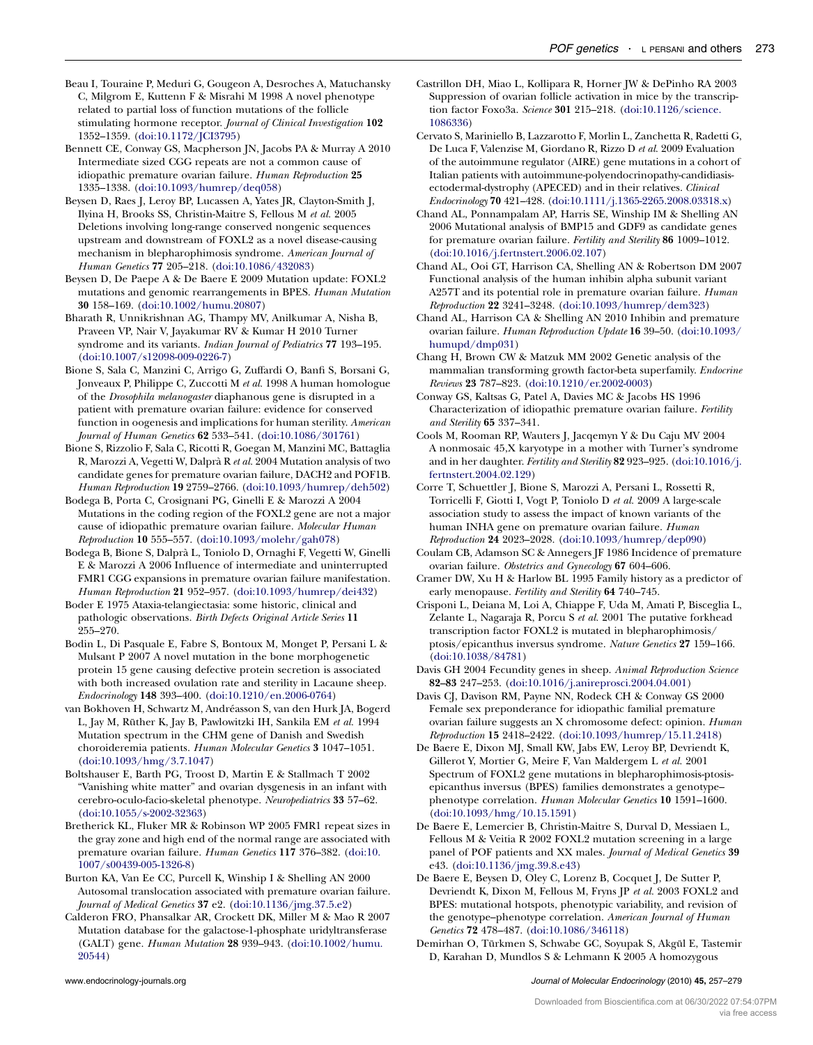Beau I, Touraine P, Meduri G, Gougeon A, Desroches A, Matuchansky C, Milgrom E, Kuttenn F & Misrahi M 1998 A novel phenotype related to partial loss of function mutations of the follicle stimulating hormone receptor. *Journal of Clinical Investigation* **102** 1352–1359. (doi:10.1172/JCI3795)

Bennett CE, Conway GS, Macpherson JN, Jacobs PA & Murray A 2010 Intermediate sized CGG repeats are not a common cause of idiopathic premature ovarian failure. *Human Reproduction* **25** 1335–1338. (doi:10.1093/humrep/deq058)

Beysen D, Raes J, Leroy BP, Lucassen A, Yates JR, Clayton-Smith J, Ilyina H, Brooks SS, Christin-Maitre S, Fellous M *et al.* 2005 Deletions involving long-range conserved nongenic sequences upstream and downstream of FOXL2 as a novel disease-causing mechanism in blepharophimosis syndrome. *American Journal of Human Genetics* **77** 205–218. (doi:10.1086/432083)

Beysen D, De Paepe A & De Baere E 2009 Mutation update: FOXL2 mutations and genomic rearrangements in BPES. *Human Mutation* **30** 158–169. (doi:10.1002/humu.20807)

Bharath R, Unnikrishnan AG, Thampy MV, Anilkumar A, Nisha B, Praveen VP, Nair V, Jayakumar RV & Kumar H 2010 Turner syndrome and its variants. *Indian Journal of Pediatrics* **77** 193–195. (doi:10.1007/s12098-009-0226-7)

Bione S, Sala C, Manzini C, Arrigo G, Zuffardi O, Banfi S, Borsani G, Jonveaux P, Philippe C, Zuccotti M *et al.* 1998 A human homologue of the *Drosophila melanogaster* diaphanous gene is disrupted in a patient with premature ovarian failure: evidence for conserved function in oogenesis and implications for human sterility. *American Journal of Human Genetics* **62** 533–541. (doi:10.1086/301761)

Bione S, Rizzolio F, Sala C, Ricotti R, Goegan M, Manzini MC, Battaglia R, Marozzi A, Vegetti W, Dalprà R *et al.* 2004 Mutation analysis of two candidate genes for premature ovarian failure, DACH2 and POF1B. *Human Reproduction* **19** 2759–2766. (doi:10.1093/humrep/deh502)

Bodega B, Porta C, Crosignani PG, Ginelli E & Marozzi A 2004 Mutations in the coding region of the FOXL2 gene are not a major cause of idiopathic premature ovarian failure. *Molecular Human Reproduction* **10** 555–557. (doi:10.1093/molehr/gah078)

Bodega B, Bione S, Dalprà L, Toniolo D, Ornaghi F, Vegetti W, Ginelli E & Marozzi A 2006 Influence of intermediate and uninterrupted FMR1 CGG expansions in premature ovarian failure manifestation. *Human Reproduction* **21** 952–957. (doi:10.1093/humrep/dei432)

Boder E 1975 Ataxia-telangiectasia: some historic, clinical and pathologic observations. *Birth Defects Original Article Series* **11** 255–270.

Bodin L, Di Pasquale E, Fabre S, Bontoux M, Monget P, Persani L & Mulsant P 2007 A novel mutation in the bone morphogenetic protein 15 gene causing defective protein secretion is associated with both increased ovulation rate and sterility in Lacaune sheep. *Endocrinology* **148** 393–400. (doi:10.1210/en.2006-0764)

van Bokhoven H, Schwartz M, Andréasson S, van den Hurk JA, Bogerd L, Jay M, Rüther K, Jay B, Pawlowitzki IH, Sankila EM *et al.* 1994 Mutation spectrum in the CHM gene of Danish and Swedish choroideremia patients. *Human Molecular Genetics* **3** 1047–1051. (doi:10.1093/hmg/3.7.1047)

Boltshauser E, Barth PG, Troost D, Martin E & Stallmach T 2002 "Vanishing white matter" and ovarian dysgenesis in an infant with cerebro-oculo-facio-skeletal phenotype. *Neuropediatrics* **33** 57–62. (doi:10.1055/s-2002-32363)

Bretherick KL, Fluker MR & Robinson WP 2005 FMR1 repeat sizes in the gray zone and high end of the normal range are associated with premature ovarian failure. *Human Genetics* **117** 376–382. (doi:10.1007/s00439-005-1326-8)

Burton KA, Van Ee CC, Purcell K, Winship I & Shelling AN 2000 Autosomal translocation associated with premature ovarian failure. *Journal of Medical Genetics* **37** e2. (doi:10.1136/jmg.37.5.e2)

Calderon FRO, Phansalkar AR, Crockett DK, Miller M & Mao R 2007 Mutation database for the galactose-1-phosphate uridyltransferase (GALT) gene. *Human Mutation* **28** 939–943. (doi:10.1002/humu.20544)

Castrillon DH, Miao L, Kollipara R, Horner JW & DePinho RA 2003 Suppression of ovarian follicle activation in mice by the transcription factor Foxo3a. *Science* **301** 215–218. (doi:10.1126/science.1086336)

Cervato S, Mariniello B, Lazzarotto F, Morlin L, Zanchetta R, Radetti G, De Luca F, Valenzise M, Giordano R, Rizzo D *et al.* 2009 Evaluation of the autoimmune regulator (AIRE) gene mutations in a cohort of Italian patients with autoimmune-polyendocrinopathy-candidiasis-ectodermal-dystrophy (APECED) and in their relatives. *Clinical Endocrinology* **70** 421–428. (doi:10.1111/j.1365-2265.2008.03318.x)

Chand AL, Ponnampalam AP, Harris SE, Winship IM & Shelling AN 2006 Mutational analysis of BMP15 and GDF9 as candidate genes for premature ovarian failure. *Fertility and Sterility* **86** 1009–1012. (doi:10.1016/j.fertnstert.2006.02.107)

Chand AL, Ooi GT, Harrison CA, Shelling AN & Robertson DM 2007 Functional analysis of the human inhibin alpha subunit variant A257T and its potential role in premature ovarian failure. *Human Reproduction* **22** 3241–3248. (doi:10.1093/humrep/dem323)

Chand AL, Harrison CA & Shelling AN 2010 Inhibin and premature ovarian failure. *Human Reproduction Update* **16** 39–50. (doi:10.1093/humupd/dmp031)

Chang H, Brown CW & Matzuk MM 2002 Genetic analysis of the mammalian transforming growth factor-beta superfamily. *Endocrine Reviews* **23** 787–823. (doi:10.1210/er.2002-0003)

Conway GS, Kaltsas G, Patel A, Davies MC & Jacobs HS 1996 Characterization of idiopathic premature ovarian failure. *Fertility and Sterility* **65** 337–341.

Cools M, Rooman RP, Wauters J, Jacqemyn Y & Du Caju MV 2004 A nonmosaic 45,X karyotype in a mother with Turner's syndrome and in her daughter. *Fertility and Sterility* **82** 923–925. (doi:10.1016/j.fertnstert.2004.02.129)

Corre T, Schuettler J, Bione S, Marozzi A, Persani L, Rossetti R, Torricelli F, Giotti I, Vogt P, Toniolo D *et al.* 2009 A large-scale association study to assess the impact of known variants of the human INHA gene on premature ovarian failure. *Human Reproduction* **24** 2023–2028. (doi:10.1093/humrep/dep090)

Coulam CB, Adamson SC & Annegers JF 1986 Incidence of premature ovarian failure. *Obstetrics and Gynecology* **67** 604–606.

Cramer DW, Xu H & Harlow BL 1995 Family history as a predictor of early menopause. *Fertility and Sterility* **64** 740–745.

Crisponi L, Deiana M, Loi A, Chiappe F, Uda M, Amati P, Bisceglia L, Zelante L, Nagaraja R, Porcu S *et al.* 2001 The putative forkhead transcription factor FOXL2 is mutated in blepharophimosis/ptosis/epicanthus inversus syndrome. *Nature Genetics* **27** 159–166. (doi:10.1038/84781)

Davis GH 2004 Fecundity genes in sheep. *Animal Reproduction Science* **82–83** 247–253. (doi:10.1016/j.anireprosci.2004.04.001)

Davis CJ, Davison RM, Payne NN, Rodeck CH & Conway GS 2000 Female sex preponderance for idiopathic familial premature ovarian failure suggests an X chromosome defect: opinion. *Human Reproduction* **15** 2418–2422. (doi:10.1093/humrep/15.11.2418)

De Baere E, Dixon MJ, Small KW, Jabs EW, Leroy BP, Devriendt K, Gillerot Y, Mortier G, Meire F, Van Maldergem L *et al.* 2001 Spectrum of FOXL2 gene mutations in blepharophimosis-ptosis-epicanthus inversus (BPES) families demonstrates a genotype–phenotype correlation. *Human Molecular Genetics* **10** 1591–1600. (doi:10.1093/hmg/10.15.1591)

De Baere E, Lemercier B, Christin-Maitre S, Durval D, Messiaen L, Fellous M & Veitia R 2002 FOXL2 mutation screening in a large panel of POF patients and XX males. *Journal of Medical Genetics* **39** e43. (doi:10.1136/jmg.39.8.e43)

De Baere E, Beysen D, Oley C, Lorenz B, Cocquet J, De Sutter P, Devriendt K, Dixon M, Fellous M, Fryns JP *et al.* 2003 FOXL2 and BPES: mutational hotspots, phenotypic variability, and revision of the genotype–phenotype correlation. *American Journal of Human Genetics* **72** 478–487. (doi:10.1086/346118)

Demirhan O, Türkmen S, Schwabe GC, Soyupak S, Akgül E, Tastemir D, Karahan D, Mundlos S & Lehmann K 2005 A homozygous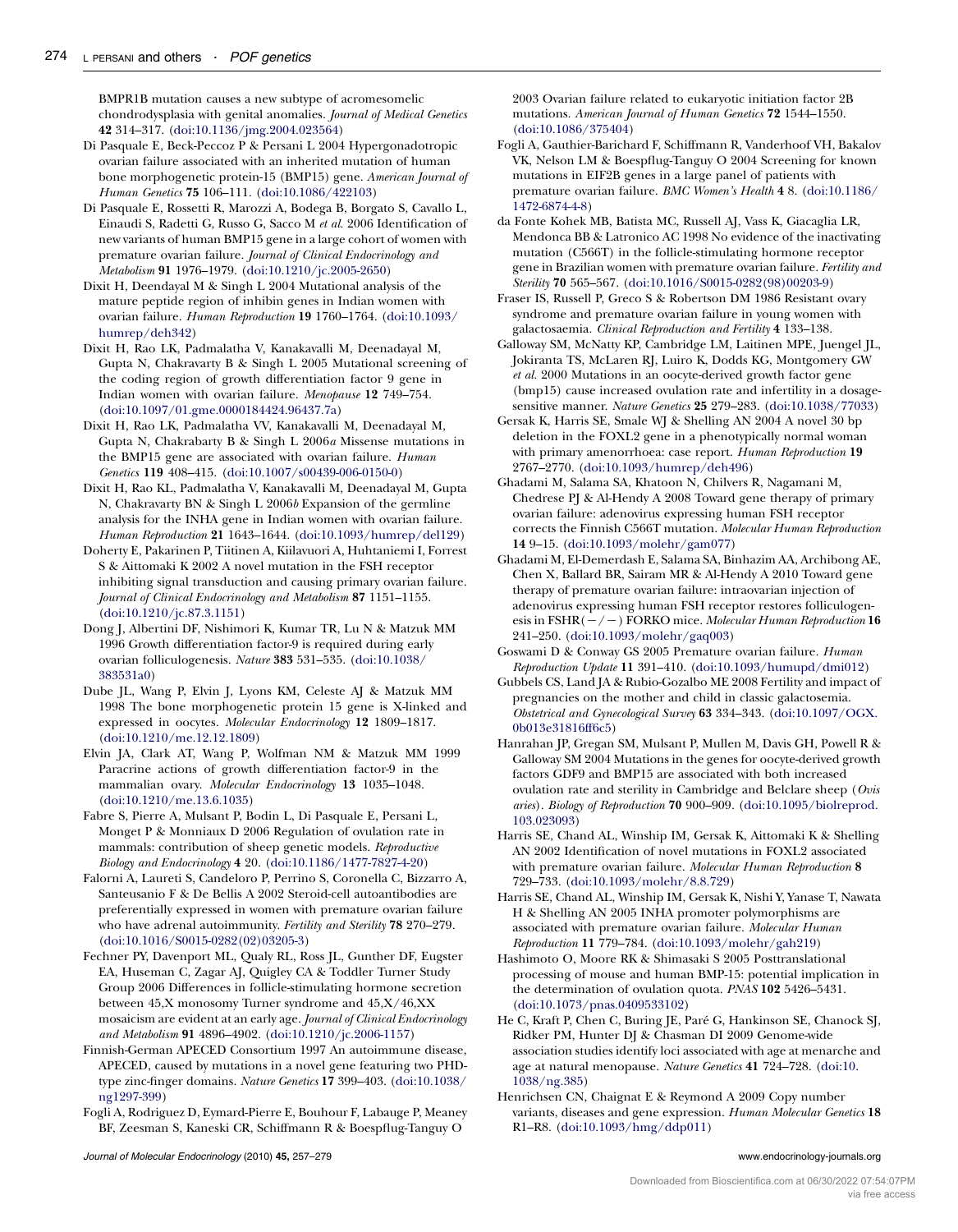BMPR1B mutation causes a new subtype of acromesomelic chondrodysplasia with genital anomalies. *Journal of Medical Genetics* **42** 314–317. (doi:10.1136/jmg.2004.023564)

Di Pasquale E, Beck-Peccoz P & Persani L 2004 Hypergonadotropic ovarian failure associated with an inherited mutation of human bone morphogenetic protein-15 (BMP15) gene. *American Journal of Human Genetics* **75** 106–111. (doi:10.1086/422103)

Di Pasquale E, Rossetti R, Marozzi A, Bodega B, Borgato S, Cavallo L, Einaudi S, Radetti G, Russo G, Sacco M *et al.* 2006 Identification of new variants of human BMP15 gene in a large cohort of women with premature ovarian failure. *Journal of Clinical Endocrinology and Metabolism* **91** 1976–1979. (doi:10.1210/jc.2005-2650)

Dixit H, Deendayal M & Singh L 2004 Mutational analysis of the mature peptide region of inhibin genes in Indian women with ovarian failure. *Human Reproduction* **19** 1760–1764. (doi:10.1093/humrep/deh342)

Dixit H, Rao LK, Padmalatha V, Kanakavalli M, Deenadayal M, Gupta N, Chakravarty B & Singh L 2005 Mutational screening of the coding region of growth differentiation factor 9 gene in Indian women with ovarian failure. *Menopause* **12** 749–754. (doi:10.1097/01.gme.0000184424.96437.7a)

Dixit H, Rao LK, Padmalatha VV, Kanakavalli M, Deenadayal M, Gupta N, Chakrabarty B & Singh L 2006*a* Missense mutations in the BMP15 gene are associated with ovarian failure. *Human Genetics* **119** 408–415. (doi:10.1007/s00439-006-0150-0)

Dixit H, Rao KL, Padmalatha V, Kanakavalli M, Deenadayal M, Gupta N, Chakravarty BN & Singh L 2006*b* Expansion of the germline analysis for the INHA gene in Indian women with ovarian failure. *Human Reproduction* **21** 1643–1644. (doi:10.1093/humrep/del129)

Doherty E, Pakarinen P, Tiitinen A, Kiilavuori A, Huhtaniemi I, Forrest S & Aittomaki K 2002 A novel mutation in the FSH receptor inhibiting signal transduction and causing primary ovarian failure. *Journal of Clinical Endocrinology and Metabolism* **87** 1151–1155. (doi:10.1210/jc.87.3.1151)

Dong J, Albertini DF, Nishimori K, Kumar TR, Lu N & Matzuk MM 1996 Growth differentiation factor-9 is required during early ovarian folliculogenesis. *Nature* **383** 531–535. (doi:10.1038/383531a0)

Dube JL, Wang P, Elvin J, Lyons KM, Celeste AJ & Matzuk MM 1998 The bone morphogenetic protein 15 gene is X-linked and expressed in oocytes. *Molecular Endocrinology* **12** 1809–1817. (doi:10.1210/me.12.12.1809)

Elvin JA, Clark AT, Wang P, Wolfman NM & Matzuk MM 1999 Paracrine actions of growth differentiation factor-9 in the mammalian ovary. *Molecular Endocrinology* **13** 1035–1048. (doi:10.1210/me.13.6.1035)

Fabre S, Pierre A, Mulsant P, Bodin L, Di Pasquale E, Persani L, Monget P & Monniaux D 2006 Regulation of ovulation rate in mammals: contribution of sheep genetic models. *Reproductive Biology and Endocrinology* **4** 20. (doi:10.1186/1477-7827-4-20)

Falorni A, Laureti S, Candeloro P, Perrino S, Coronella C, Bizzarro A, Santeusanio F & De Bellis A 2002 Steroid-cell autoantibodies are preferentially expressed in women with premature ovarian failure who have adrenal autoimmunity. *Fertility and Sterility* **78** 270–279. (doi:10.1016/S0015-0282(02)03205-3)

Fechner PY, Davenport ML, Qualy RL, Ross JL, Gunther DF, Eugster EA, Huseman C, Zagar AJ, Quigley CA & Toddler Turner Study Group 2006 Differences in follicle-stimulating hormone secretion between 45,X monosomy Turner syndrome and 45,X/46,XX mosaicism are evident at an early age. *Journal of Clinical Endocrinology and Metabolism* **91** 4896–4902. (doi:10.1210/jc.2006-1157)

Finnish-German APECED Consortium 1997 An autoimmune disease, APECED, caused by mutations in a novel gene featuring two PHD-type zinc-finger domains. *Nature Genetics* **17** 399–403. (doi:10.1038/ng1297-399)

Fogli A, Rodriguez D, Eymard-Pierre E, Bouhour F, Labauge P, Meaney BF, Zeesman S, Kaneski CR, Schiffmann R & Boespflug-Tanguy O 2003 Ovarian failure related to eukaryotic initiation factor 2B mutations. *American Journal of Human Genetics* **72** 1544–1550. (doi:10.1086/375404)

Fogli A, Gauthier-Barichard F, Schiffmann R, Vanderhoof VH, Bakalov VK, Nelson LM & Boespflug-Tanguy O 2004 Screening for known mutations in EIF2B genes in a large panel of patients with premature ovarian failure. *BMC Women's Health* **4** 8. (doi:10.1186/1472-6874-4-8)

da Fonte Kohek MB, Batista MC, Russell AJ, Vass K, Giacaglia LR, Mendonca BB & Latronico AC 1998 No evidence of the inactivating mutation (C566T) in the follicle-stimulating hormone receptor gene in Brazilian women with premature ovarian failure. *Fertility and Sterility* **70** 565–567. (doi:10.1016/S0015-0282(98)00203-9)

Fraser IS, Russell P, Greco S & Robertson DM 1986 Resistant ovary syndrome and premature ovarian failure in young women with galactosaemia. *Clinical Reproduction and Fertility* **4** 133–138.

Galloway SM, McNatty KP, Cambridge LM, Laitinen MPE, Juengel JL, Jokiranta TS, McLaren RJ, Luiro K, Dodds KG, Montgomery GW *et al.* 2000 Mutations in an oocyte-derived growth factor gene (bmp15) cause increased ovulation rate and infertility in a dosage-sensitive manner. *Nature Genetics* **25** 279–283. (doi:10.1038/77033)

Gersak K, Harris SE, Smale WJ & Shelling AN 2004 A novel 30 bp deletion in the FOXL2 gene in a phenotypically normal woman with primary amenorrhoea: case report. *Human Reproduction* **19** 2767–2770. (doi:10.1093/humrep/deh496)

Ghadami M, Salama SA, Khatoon N, Chilvers R, Nagamani M, Chedrese PJ & Al-Hendy A 2008 Toward gene therapy of primary ovarian failure: adenovirus expressing human FSH receptor corrects the Finnish C566T mutation. *Molecular Human Reproduction* **14** 9–15. (doi:10.1093/molehr/gam077)

Ghadami M, El-Demerdash E, Salama SA, Binhazim AA, Archibong AE, Chen X, Ballard BR, Sairam MR & Al-Hendy A 2010 Toward gene therapy of premature ovarian failure: intraovarian injection of adenovirus expressing human FSH receptor restores folliculogenesis in FSHR(−/−) FORKO mice. *Molecular Human Reproduction* **16** 241–250. (doi:10.1093/molehr/gaq003)

Goswami D & Conway GS 2005 Premature ovarian failure. *Human Reproduction Update* **11** 391–410. (doi:10.1093/humupd/dmi012)

Gubbels CS, Land JA & Rubio-Gozalbo ME 2008 Fertility and impact of pregnancies on the mother and child in classic galactosemia. *Obstetrical and Gynecological Survey* **63** 334–343. (doi:10.1097/OGX.0b013e31816ff6c5)

Hanrahan JP, Gregan SM, Mulsant P, Mullen M, Davis GH, Powell R & Galloway SM 2004 Mutations in the genes for oocyte-derived growth factors GDF9 and BMP15 are associated with both increased ovulation rate and sterility in Cambridge and Belclare sheep (*Ovis aries*). *Biology of Reproduction* **70** 900–909. (doi:10.1095/biolreprod.103.023093)

Harris SE, Chand AL, Winship IM, Gersak K, Aittomaki K & Shelling AN 2002 Identification of novel mutations in FOXL2 associated with premature ovarian failure. *Molecular Human Reproduction* **8** 729–733. (doi:10.1093/molehr/8.8.729)

Harris SE, Chand AL, Winship IM, Gersak K, Nishi Y, Yanase T, Nawata H & Shelling AN 2005 INHA promoter polymorphisms are associated with premature ovarian failure. *Molecular Human Reproduction* **11** 779–784. (doi:10.1093/molehr/gah219)

Hashimoto O, Moore RK & Shimasaki S 2005 Posttranslational processing of mouse and human BMP-15: potential implication in the determination of ovulation quota. *PNAS* **102** 5426–5431. (doi:10.1073/pnas.0409533102)

He C, Kraft P, Chen C, Buring JE, Paré G, Hankinson SE, Chanock SJ, Ridker PM, Hunter DJ & Chasman DI 2009 Genome-wide association studies identify loci associated with age at menarche and age at natural menopause. *Nature Genetics* **41** 724–728. (doi:10.1038/ng.385)

Henrichsen CN, Chaignat E & Reymond A 2009 Copy number variants, diseases and gene expression. *Human Molecular Genetics* **18** R1–R8. (doi:10.1093/hmg/ddp011)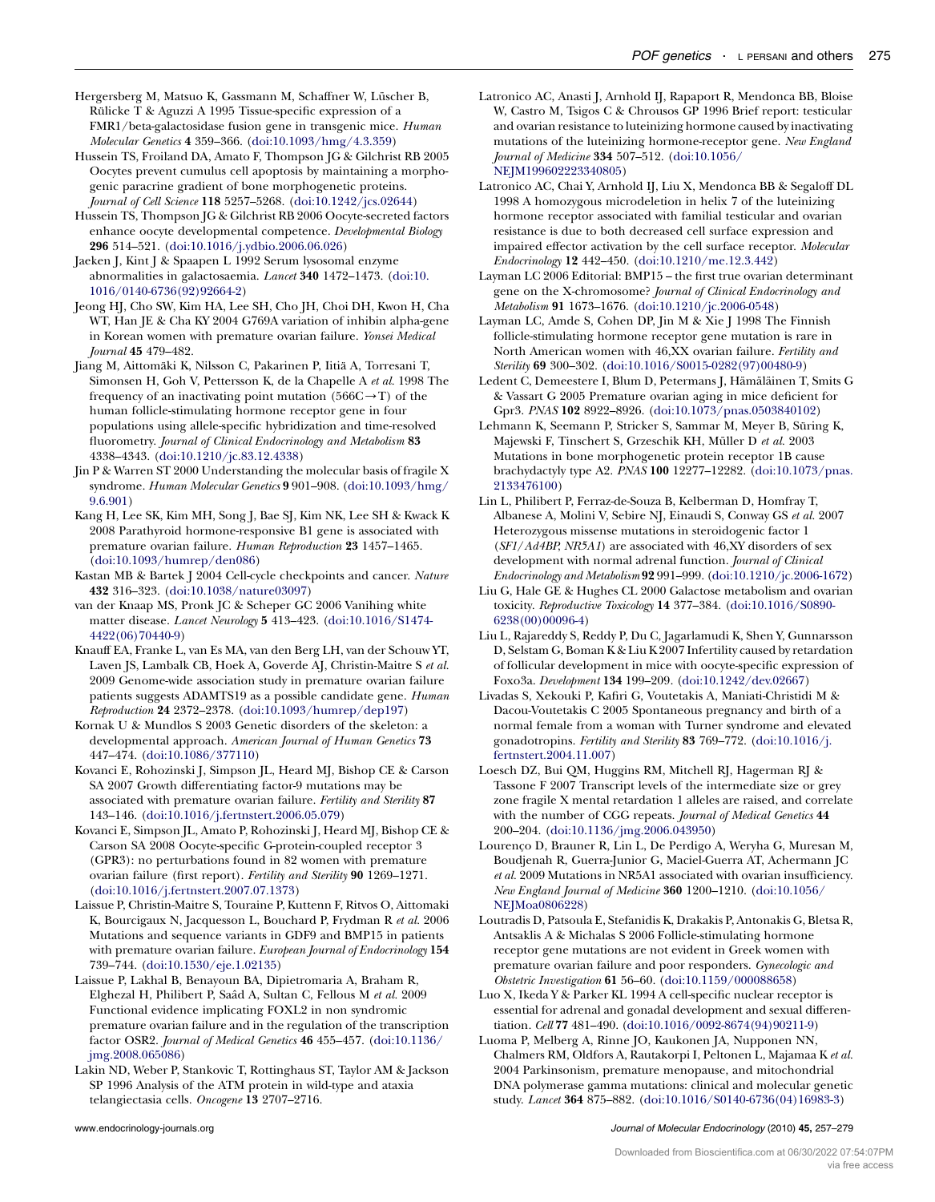Hergersberg M, Matsuo K, Gassmann M, Schaffner W, Lüscher B, Rülicke T & Aguzzi A 1995 Tissue-specific expression of a FMR1/beta-galactosidase fusion gene in transgenic mice. *Human Molecular Genetics* **4** 359–366. (doi:10.1093/hmg/4.3.359)

Hussein TS, Froiland DA, Amato F, Thompson JG & Gilchrist RB 2005 Oocytes prevent cumulus cell apoptosis by maintaining a morphogenic paracrine gradient of bone morphogenetic proteins. *Journal of Cell Science* **118** 5257–5268. (doi:10.1242/jcs.02644)

Hussein TS, Thompson JG & Gilchrist RB 2006 Oocyte-secreted factors enhance oocyte developmental competence. *Developmental Biology* **296** 514–521. (doi:10.1016/j.ydbio.2006.06.026)

Jaeken J, Kint J & Spaapen L 1992 Serum lysosomal enzyme abnormalities in galactosaemia. *Lancet* **340** 1472–1473. (doi:10.1016/0140-6736(92)92664-2)

Jeong HJ, Cho SW, Kim HA, Lee SH, Cho JH, Choi DH, Kwon H, Cha WT, Han JE & Cha KY 2004 G769A variation of inhibin alpha-gene in Korean women with premature ovarian failure. *Yonsei Medical Journal* **45** 479–482.

Jiang M, Aittomäki K, Nilsson C, Pakarinen P, Iitiä A, Torresani T, Simonsen H, Goh V, Pettersson K, de la Chapelle A *et al.* 1998 The frequency of an inactivating point mutation (566C→T) of the human follicle-stimulating hormone receptor gene in four populations using allele-specific hybridization and time-resolved fluorometry. *Journal of Clinical Endocrinology and Metabolism* **83** 4338–4343. (doi:10.1210/jc.83.12.4338)

Jin P & Warren ST 2000 Understanding the molecular basis of fragile X syndrome. *Human Molecular Genetics* **9** 901–908. (doi:10.1093/hmg/9.6.901)

Kang H, Lee SK, Kim MH, Song J, Bae SJ, Kim NK, Lee SH & Kwack K 2008 Parathyroid hormone-responsive B1 gene is associated with premature ovarian failure. *Human Reproduction* **23** 1457–1465. (doi:10.1093/humrep/den086)

Kastan MB & Bartek J 2004 Cell-cycle checkpoints and cancer. *Nature* **432** 316–323. (doi:10.1038/nature03097)

van der Knaap MS, Pronk JC & Scheper GC 2006 Vanihing white matter disease. *Lancet Neurology* **5** 413–423. (doi:10.1016/S1474-4422(06)70440-9)

Knauff EA, Franke L, van Es MA, van den Berg LH, van der Schouw YT, Laven JS, Lambalk CB, Hoek A, Goverde AJ, Christin-Maitre S *et al.* 2009 Genome-wide association study in premature ovarian failure patients suggests ADAMTS19 as a possible candidate gene. *Human Reproduction* **24** 2372–2378. (doi:10.1093/humrep/dep197)

Kornak U & Mundlos S 2003 Genetic disorders of the skeleton: a developmental approach. *American Journal of Human Genetics* **73** 447–474. (doi:10.1086/377110)

Kovanci E, Rohozinski J, Simpson JL, Heard MJ, Bishop CE & Carson SA 2007 Growth differentiating factor-9 mutations may be associated with premature ovarian failure. *Fertility and Sterility* **87** 143–146. (doi:10.1016/j.fertnstert.2006.05.079)

Kovanci E, Simpson JL, Amato P, Rohozinski J, Heard MJ, Bishop CE & Carson SA 2008 Oocyte-specific G-protein-coupled receptor 3 (GPR3): no perturbations found in 82 women with premature ovarian failure (first report). *Fertility and Sterility* **90** 1269–1271. (doi:10.1016/j.fertnstert.2007.07.1373)

Laissue P, Christin-Maitre S, Touraine P, Kuttenn F, Ritvos O, Aittomaki K, Bourcigaux N, Jacquesson L, Bouchard P, Frydman R *et al.* 2006 Mutations and sequence variants in GDF9 and BMP15 in patients with premature ovarian failure. *European Journal of Endocrinology* **154** 739–744. (doi:10.1530/eje.1.02135)

Laissue P, Lakhal B, Benayoun BA, Dipietromaria A, Braham R, Elghezal H, Philibert P, Saâd A, Sultan C, Fellous M *et al.* 2009 Functional evidence implicating FOXL2 in non syndromic premature ovarian failure and in the regulation of the transcription factor OSR2. *Journal of Medical Genetics* **46** 455–457. (doi:10.1136/jmg.2008.065086)

Lakin ND, Weber P, Stankovic T, Rottinghaus ST, Taylor AM & Jackson SP 1996 Analysis of the ATM protein in wild-type and ataxia telangiectasia cells. *Oncogene* **13** 2707–2716.

Latronico AC, Anasti J, Arnhold IJ, Rapaport R, Mendonca BB, Bloise W, Castro M, Tsigos C & Chrousos GP 1996 Brief report: testicular and ovarian resistance to luteinizing hormone caused by inactivating mutations of the luteinizing hormone-receptor gene. *New England Journal of Medicine* **334** 507–512. (doi:10.1056/NEJM199602223340805)

Latronico AC, Chai Y, Arnhold IJ, Liu X, Mendonca BB & Segaloff DL 1998 A homozygous microdeletion in helix 7 of the luteinizing hormone receptor associated with familial testicular and ovarian resistance is due to both decreased cell surface expression and impaired effector activation by the cell surface receptor. *Molecular Endocrinology* **12** 442–450. (doi:10.1210/me.12.3.442)

Layman LC 2006 Editorial: BMP15 – the first true ovarian determinant gene on the X-chromosome? *Journal of Clinical Endocrinology and Metabolism* **91** 1673–1676. (doi:10.1210/jc.2006-0548)

Layman LC, Amde S, Cohen DP, Jin M & Xie J 1998 The Finnish follicle-stimulating hormone receptor gene mutation is rare in North American women with 46,XX ovarian failure. *Fertility and Sterility* **69** 300–302. (doi:10.1016/S0015-0282(97)00480-9)

Ledent C, Demeestere I, Blum D, Petermans J, Hämäläinen T, Smits G & Vassart G 2005 Premature ovarian aging in mice deficient for Gpr3. *PNAS* **102** 8922–8926. (doi:10.1073/pnas.0503840102)

Lehmann K, Seemann P, Stricker S, Sammar M, Meyer B, Süring K, Majewski F, Tinschert S, Grzeschik KH, Müller D *et al.* 2003 Mutations in bone morphogenetic protein receptor 1B cause brachydactyly type A2. *PNAS* **100** 12277–12282. (doi:10.1073/pnas.2133476100)

Lin L, Philibert P, Ferraz-de-Souza B, Kelberman D, Homfray T, Albanese A, Molini V, Sebire NJ, Einaudi S, Conway GS *et al.* 2007 Heterozygous missense mutations in steroidogenic factor 1 (*SF1/Ad4BP, NR5A1*) are associated with 46,XY disorders of sex development with normal adrenal function. *Journal of Clinical Endocrinology and Metabolism* **92** 991–999. (doi:10.1210/jc.2006-1672)

Liu G, Hale GE & Hughes CL 2000 Galactose metabolism and ovarian toxicity. *Reproductive Toxicology* **14** 377–384. (doi:10.1016/S0890-6238(00)00096-4)

Liu L, Rajareddy S, Reddy P, Du C, Jagarlamudi K, Shen Y, Gunnarsson D, Selstam G, Boman K & Liu K 2007 Infertility caused by retardation of follicular development in mice with oocyte-specific expression of Foxo3a. *Development* **134** 199–209. (doi:10.1242/dev.02667)

Livadas S, Xekouki P, Kafiri G, Voutetakis A, Maniati-Christidi M & Dacou-Voutetakis C 2005 Spontaneous pregnancy and birth of a normal female from a woman with Turner syndrome and elevated gonadotropins. *Fertility and Sterility* **83** 769–772. (doi:10.1016/j.fertnstert.2004.11.007)

Loesch DZ, Bui QM, Huggins RM, Mitchell RJ, Hagerman RJ & Tassone F 2007 Transcript levels of the intermediate size or grey zone fragile X mental retardation 1 alleles are raised, and correlate with the number of CGG repeats. *Journal of Medical Genetics* **44** 200–204. (doi:10.1136/jmg.2006.043950)

Lourenço D, Brauner R, Lin L, De Perdigo A, Weryha G, Muresan M, Boudjenah R, Guerra-Junior G, Maciel-Guerra AT, Achermann JC *et al.* 2009 Mutations in NR5A1 associated with ovarian insufficiency. *New England Journal of Medicine* **360** 1200–1210. (doi:10.1056/NEJMoa0806228)

Loutradis D, Patsoula E, Stefanidis K, Drakakis P, Antonakis G, Bletsa R, Antsaklis A & Michalas S 2006 Follicle-stimulating hormone receptor gene mutations are not evident in Greek women with premature ovarian failure and poor responders. *Gynecologic and Obstetric Investigation* **61** 56–60. (doi:10.1159/000088658)

Luo X, Ikeda Y & Parker KL 1994 A cell-specific nuclear receptor is essential for adrenal and gonadal development and sexual differentiation. *Cell* **77** 481–490. (doi:10.1016/0092-8674(94)90211-9)

Luoma P, Melberg A, Rinne JO, Kaukonen JA, Nupponen NN, Chalmers RM, Oldfors A, Rautakorpi I, Peltonen L, Majamaa K *et al.* 2004 Parkinsonism, premature menopause, and mitochondrial DNA polymerase gamma mutations: clinical and molecular genetic study. *Lancet* **364** 875–882. (doi:10.1016/S0140-6736(04)16983-3)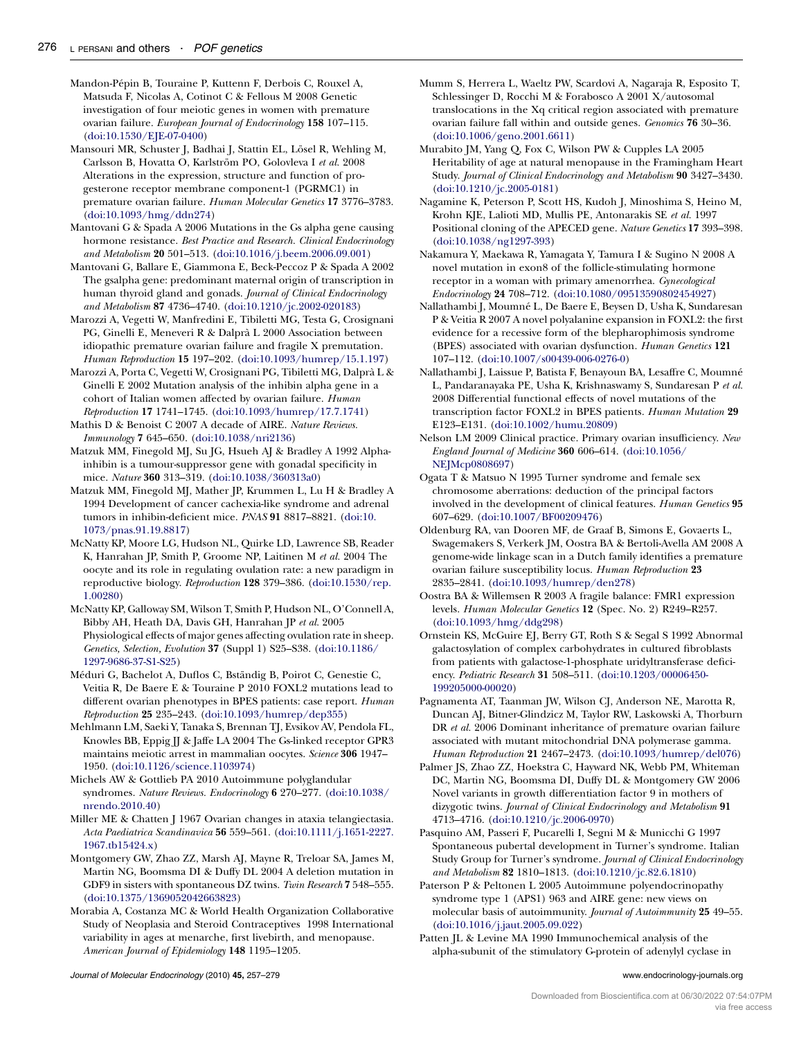Mandon-Pépin B, Touraine P, Kuttenn F, Derbois C, Rouxel A, Matsuda F, Nicolas A, Cotinot C & Fellous M 2008 Genetic investigation of four meiotic genes in women with premature ovarian failure. *European Journal of Endocrinology* **158** 107–115. (doi:10.1530/EJE-07-0400)

Mansouri MR, Schuster J, Badhai J, Stattin EL, Lösel R, Wehling M, Carlsson B, Hovatta O, Karlström PO, Golovleva I *et al.* 2008 Alterations in the expression, structure and function of progesterone receptor membrane component-1 (PGRMC1) in premature ovarian failure. *Human Molecular Genetics* **17** 3776–3783. (doi:10.1093/hmg/ddn274)

Mantovani G & Spada A 2006 Mutations in the Gs alpha gene causing hormone resistance. *Best Practice and Research. Clinical Endocrinology and Metabolism* **20** 501–513. (doi:10.1016/j.beem.2006.09.001)

Mantovani G, Ballare E, Giammona E, Beck-Peccoz P & Spada A 2002 The gsalpha gene: predominant maternal origin of transcription in human thyroid gland and gonads. *Journal of Clinical Endocrinology and Metabolism* **87** 4736–4740. (doi:10.1210/jc.2002-020183)

Marozzi A, Vegetti W, Manfredini E, Tibiletti MG, Testa G, Crosignani PG, Ginelli E, Meneveri R & Dalprà L 2000 Association between idiopathic premature ovarian failure and fragile X premutation. *Human Reproduction* **15** 197–202. (doi:10.1093/humrep/15.1.197)

Marozzi A, Porta C, Vegetti W, Crosignani PG, Tibiletti MG, Dalprà L & Ginelli E 2002 Mutation analysis of the inhibin alpha gene in a cohort of Italian women affected by ovarian failure. *Human Reproduction* **17** 1741–1745. (doi:10.1093/humrep/17.7.1741)

Mathis D & Benoist C 2007 A decade of AIRE. *Nature Reviews. Immunology* **7** 645–650. (doi:10.1038/nri2136)

Matzuk MM, Finegold MJ, Su JG, Hsueh AJ & Bradley A 1992 Alpha-inhibin is a tumour-suppressor gene with gonadal specificity in mice. *Nature* **360** 313–319. (doi:10.1038/360313a0)

Matzuk MM, Finegold MJ, Mather JP, Krummen L, Lu H & Bradley A 1994 Development of cancer cachexia-like syndrome and adrenal tumors in inhibin-deficient mice. *PNAS* **91** 8817–8821. (doi:10.1073/pnas.91.19.8817)

McNatty KP, Moore LG, Hudson NL, Quirke LD, Lawrence SB, Reader K, Hanrahan JP, Smith P, Groome NP, Laitinen M *et al.* 2004 The oocyte and its role in regulating ovulation rate: a new paradigm in reproductive biology. *Reproduction* **128** 379–386. (doi:10.1530/rep.1.00280)

McNatty KP, Galloway SM, Wilson T, Smith P, Hudson NL, O'Connell A, Bibby AH, Heath DA, Davis GH, Hanrahan JP *et al.* 2005 Physiological effects of major genes affecting ovulation rate in sheep. *Genetics, Selection, Evolution* **37** (Suppl 1) S25–S38. (doi:10.1186/1297-9686-37-S1-S25)

Méduri G, Bachelot A, Duflos C, Bstăndig B, Poirot C, Genestie C, Veitia R, De Baere E & Touraine P 2010 FOXL2 mutations lead to different ovarian phenotypes in BPES patients: case report. *Human Reproduction* **25** 235–243. (doi:10.1093/humrep/dep355)

Mehlmann LM, Saeki Y, Tanaka S, Brennan TJ, Evsikov AV, Pendola FL, Knowles BB, Eppig JJ & Jaffe LA 2004 The Gs-linked receptor GPR3 maintains meiotic arrest in mammalian oocytes. *Science* **306** 1947–1950. (doi:10.1126/science.1103974)

Michels AW & Gottlieb PA 2010 Autoimmune polyglandular syndromes. *Nature Reviews. Endocrinology* **6** 270–277. (doi:10.1038/nrendo.2010.40)

Miller ME & Chatten J 1967 Ovarian changes in ataxia telangiectasia. *Acta Paediatrica Scandinavica* **56** 559–561. (doi:10.1111/j.1651-2227.1967.tb15424.x)

Montgomery GW, Zhao ZZ, Marsh AJ, Mayne R, Treloar SA, James M, Martin NG, Boomsma DI & Duffy DL 2004 A deletion mutation in GDF9 in sisters with spontaneous DZ twins. *Twin Research* **7** 548–555. (doi:10.1375/1369052042663823)

Morabia A, Costanza MC & World Health Organization Collaborative Study of Neoplasia and Steroid Contraceptives 1998 International variability in ages at menarche, first livebirth, and menopause. *American Journal of Epidemiology* **148** 1195–1205.

Mumm S, Herrera L, Waeltz PW, Scardovi A, Nagaraja R, Esposito T, Schlessinger D, Rocchi M & Forabosco A 2001 X/autosomal translocations in the Xq critical region associated with premature ovarian failure fall within and outside genes. *Genomics* **76** 30–36. (doi:10.1006/geno.2001.6611)

Murabito JM, Yang Q, Fox C, Wilson PW & Cupples LA 2005 Heritability of age at natural menopause in the Framingham Heart Study. *Journal of Clinical Endocrinology and Metabolism* **90** 3427–3430. (doi:10.1210/jc.2005-0181)

Nagamine K, Peterson P, Scott HS, Kudoh J, Minoshima S, Heino M, Krohn KJE, Lalioti MD, Mullis PE, Antonarakis SE *et al.* 1997 Positional cloning of the APECED gene. *Nature Genetics* **17** 393–398. (doi:10.1038/ng1297-393)

Nakamura Y, Maekawa R, Yamagata Y, Tamura I & Sugino N 2008 A novel mutation in exon8 of the follicle-stimulating hormone receptor in a woman with primary amenorrhea. *Gynecological Endocrinology* **24** 708–712. (doi:10.1080/09513590802454927)

Nallathambi J, Moumné L, De Baere E, Beysen D, Usha K, Sundaresan P & Veitia R 2007 A novel polyalanine expansion in FOXL2: the first evidence for a recessive form of the blepharophimosis syndrome (BPES) associated with ovarian dysfunction. *Human Genetics* **121** 107–112. (doi:10.1007/s00439-006-0276-0)

Nallathambi J, Laissue P, Batista F, Benayoun BA, Lesaffre C, Moumné L, Pandaranayaka PE, Usha K, Krishnaswamy S, Sundaresan P *et al.* 2008 Differential functional effects of novel mutations of the transcription factor FOXL2 in BPES patients. *Human Mutation* **29** E123–E131. (doi:10.1002/humu.20809)

Nelson LM 2009 Clinical practice. Primary ovarian insufficiency. *New England Journal of Medicine* **360** 606–614. (doi:10.1056/NEJMcp0808697)

Ogata T & Matsuo N 1995 Turner syndrome and female sex chromosome aberrations: deduction of the principal factors involved in the development of clinical features. *Human Genetics* **95** 607–629. (doi:10.1007/BF00209476)

Oldenburg RA, van Dooren MF, de Graaf B, Simons E, Govaerts L, Swagemakers S, Verkerk JM, Oostra BA & Bertoli-Avella AM 2008 A genome-wide linkage scan in a Dutch family identifies a premature ovarian failure susceptibility locus. *Human Reproduction* **23** 2835–2841. (doi:10.1093/humrep/den278)

Oostra BA & Willemsen R 2003 A fragile balance: FMR1 expression levels. *Human Molecular Genetics* **12** (Spec. No. 2) R249–R257. (doi:10.1093/hmg/ddg298)

Ornstein KS, McGuire EJ, Berry GT, Roth S & Segal S 1992 Abnormal galactosylation of complex carbohydrates in cultured fibroblasts from patients with galactose-1-phosphate uridyltransferase deficiency. *Pediatric Research* **31** 508–511. (doi:10.1203/00006450-199205000-00020)

Pagnamenta AT, Taanman JW, Wilson CJ, Anderson NE, Marotta R, Duncan AJ, Bitner-Glindzicz M, Taylor RW, Laskowski A, Thorburn DR *et al.* 2006 Dominant inheritance of premature ovarian failure associated with mutant mitochondrial DNA polymerase gamma. *Human Reproduction* **21** 2467–2473. (doi:10.1093/humrep/del076)

Palmer JS, Zhao ZZ, Hoekstra C, Hayward NK, Webb PM, Whiteman DC, Martin NG, Boomsma DI, Duffy DL & Montgomery GW 2006 Novel variants in growth differentiation factor 9 in mothers of dizygotic twins. *Journal of Clinical Endocrinology and Metabolism* **91** 4713–4716. (doi:10.1210/jc.2006-0970)

Pasquino AM, Passeri F, Pucarelli I, Segni M & Municchi G 1997 Spontaneous pubertal development in Turner's syndrome. Italian Study Group for Turner's syndrome. *Journal of Clinical Endocrinology and Metabolism* **82** 1810–1813. (doi:10.1210/jc.82.6.1810)

Paterson P & Peltonen L 2005 Autoimmune polyendocrinopathy syndrome type 1 (APS1) 963 and AIRE gene: new views on molecular basis of autoimmunity. *Journal of Autoimmunity* **25** 49–55. (doi:10.1016/j.jaut.2005.09.022)

Patten JL & Levine MA 1990 Immunochemical analysis of the alpha-subunit of the stimulatory G-protein of adenylyl cyclase in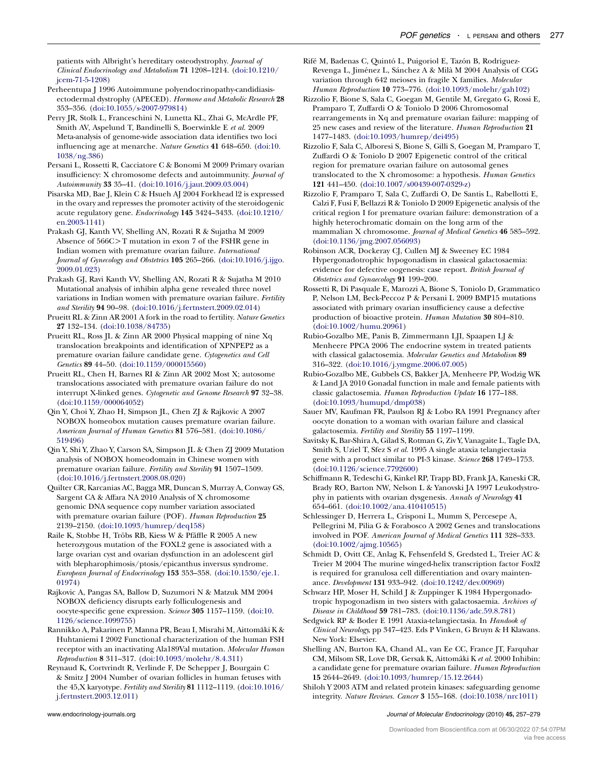patients with Albright's hereditary osteodystrophy. *Journal of Clinical Endocrinology and Metabolism* **71** 1208–1214. (doi:10.1210/jcem-71-5-1208)

Perheentupa J 1996 Autoimmune polyendocrinopathy-candidiasis-ectodermal dystrophy (APECED). *Hormone and Metabolic Research* **28** 353–356. (doi:10.1055/s-2007-979814)

Perry JR, Stolk L, Franceschini N, Lunetta KL, Zhai G, McArdle PF, Smith AV, Aspelund T, Bandinelli S, Boerwinkle E *et al.* 2009 Meta-analysis of genome-wide association data identifies two loci influencing age at menarche. *Nature Genetics* **41** 648–650. (doi:10.1038/ng.386)

Persani L, Rossetti R, Cacciatore C & Bonomi M 2009 Primary ovarian insufficiency: X chromosome defects and autoimmunity. *Journal of Autoimmunity* **33** 35–41. (doi:10.1016/j.jaut.2009.03.004)

Pisarska MD, Bae J, Klein C & Hsueh AJ 2004 Forkhead l2 is expressed in the ovary and represses the promoter activity of the steroidogenic acute regulatory gene. *Endocrinology* **145** 3424–3433. (doi:10.1210/en.2003-1141)

Prakash GJ, Kanth VV, Shelling AN, Rozati R & Sujatha M 2009 Absence of 566C>T mutation in exon 7 of the FSHR gene in Indian women with premature ovarian failure. *International Journal of Gynecology and Obstetrics* **105** 265–266. (doi:10.1016/j.ijgo.2009.01.023)

Prakash GJ, Ravi Kanth VV, Shelling AN, Rozati R & Sujatha M 2010 Mutational analysis of inhibin alpha gene revealed three novel variations in Indian women with premature ovarian failure. *Fertility and Sterility* **94** 90–98. (doi:10.1016/j.fertnstert.2009.02.014)

Prueitt RL & Zinn AR 2001 A fork in the road to fertility. *Nature Genetics* **27** 132–134. (doi:10.1038/84735)

Prueitt RL, Ross JL & Zinn AR 2000 Physical mapping of nine Xq translocation breakpoints and identification of XPNPEP2 as a premature ovarian failure candidate gene. *Cytogenetics and Cell Genetics* **89** 44–50. (doi:10.1159/000015560)

Prueitt RL, Chen H, Barnes RI & Zinn AR 2002 Most X; autosome translocations associated with premature ovarian failure do not interrupt X-linked genes. *Cytogenetic and Genome Research* **97** 32–38. (doi:10.1159/000064052)

Qin Y, Choi Y, Zhao H, Simpson JL, Chen ZJ & Rajkovic A 2007 NOBOX homeobox mutation causes premature ovarian failure. *American Journal of Human Genetics* **81** 576–581. (doi:10.1086/519496)

Qin Y, Shi Y, Zhao Y, Carson SA, Simpson JL & Chen ZJ 2009 Mutation analysis of NOBOX homeodomain in Chinese women with premature ovarian failure. *Fertility and Sterility* **91** 1507–1509. (doi:10.1016/j.fertnstert.2008.08.020)

Quilter CR, Karcanias AC, Bagga MR, Duncan S, Murray A, Conway GS, Sargent CA & Affara NA 2010 Analysis of X chromosome genomic DNA sequence copy number variation associated with premature ovarian failure (POF). *Human Reproduction* **25** 2139–2150. (doi:10.1093/humrep/deq158)

Raile K, Stobbe H, Tröbs RB, Kiess W & Pfäffle R 2005 A new heterozygous mutation of the FOXL2 gene is associated with a large ovarian cyst and ovarian dysfunction in an adolescent girl with blepharophimosis/ptosis/epicanthus inversus syndrome. *European Journal of Endocrinology* **153** 353–358. (doi:10.1530/eje.1.01974)

Rajkovic A, Pangas SA, Ballow D, Suzumori N & Matzuk MM 2004 NOBOX deficiency disrupts early folliculogenesis and oocyte-specific gene expression. *Science* **305** 1157–1159. (doi:10.1126/science.1099755)

Rannikko A, Pakarinen P, Manna PR, Beau I, Misrahi M, Aittomäki K & Huhtaniemi I 2002 Functional characterization of the human FSH receptor with an inactivating Ala189Val mutation. *Molecular Human Reproduction* **8** 311–317. (doi:10.1093/molehr/8.4.311)

Reynaud K, Cortvrindt R, Verlinde F, De Schepper J, Bourgain C & Smitz J 2004 Number of ovarian follicles in human fetuses with the 45,X karyotype. *Fertility and Sterility* **81** 1112–1119. (doi:10.1016/j.fertnstert.2003.12.011)

Rifé M, Badenas C, Quintó L, Puigoriol E, Tazón B, Rodriguez-Revenga L, Jiménez L, Sánchez A & Milà M 2004 Analysis of CGG variation through 642 meioses in fragile X families. *Molecular Human Reproduction* **10** 773–776. (doi:10.1093/molehr/gah102)

Rizzolio F, Bione S, Sala C, Goegan M, Gentile M, Gregato G, Rossi E, Pramparo T, Zuffardi O & Toniolo D 2006 Chromosomal rearrangements in Xq and premature ovarian failure: mapping of 25 new cases and review of the literature. *Human Reproduction* **21** 1477–1483. (doi:10.1093/humrep/dei495)

Rizzolio F, Sala C, Alboresi S, Bione S, Gilli S, Goegan M, Pramparo T, Zuffardi O & Toniolo D 2007 Epigenetic control of the critical region for premature ovarian failure on autosomal genes translocated to the X chromosome: a hypothesis. *Human Genetics* **121** 441–450. (doi:10.1007/s00439-007-0329-z)

Rizzolio F, Pramparo T, Sala C, Zuffardi O, De Santis L, Rabellotti E, Calzi F, Fusi F, Bellazzi R & Toniolo D 2009 Epigenetic analysis of the critical region I for premature ovarian failure: demonstration of a highly heterochromatic domain on the long arm of the mammalian X chromosome. *Journal of Medical Genetics* **46** 585–592. (doi:10.1136/jmg.2007.056093)

Robinson ACR, Dockeray CJ, Cullen MJ & Sweeney EC 1984 Hypergonadotrophic hypogonadism in classical galactosaemia: evidence for defective oogenesis: case report. *British Journal of Obstetrics and Gynaecology* **91** 199–200.

Rossetti R, Di Pasquale E, Marozzi A, Bione S, Toniolo D, Grammatico P, Nelson LM, Beck-Peccoz P & Persani L 2009 BMP15 mutations associated with primary ovarian insufficiency cause a defective production of bioactive protein. *Human Mutation* **30** 804–810. (doi:10.1002/humu.20961)

Rubio-Gozalbo ME, Panis B, Zimmermann LJI, Spaapen LJ & Menheere PPCA 2006 The endocrine system in treated patients with classical galactosemia. *Molecular Genetics and Metabolism* **89** 316–322. (doi:10.1016/j.ymgme.2006.07.005)

Rubio-Gozalbo ME, Gubbels CS, Bakker JA, Menheere PP, Wodzig WK & Land JA 2010 Gonadal function in male and female patients with classic galactosemia. *Human Reproduction Update* **16** 177–188. (doi:10.1093/humupd/dmp038)

Sauer MV, Kaufman FR, Paulson RJ & Lobo RA 1991 Pregnancy after oocyte donation to a woman with ovarian failure and classical galactosemia. *Fertility and Sterility* **55** 1197–1199.

Savitsky K, Bar-Shira A, Gilad S, Rotman G, Ziv Y, Vanagaite L, Tagle DA, Smith S, Uziel T, Sfez S *et al.* 1995 A single ataxia telangiectasia gene with a product similar to PI-3 kinase. *Science* **268** 1749–1753. (doi:10.1126/science.7792600)

Schiffmann R, Tedeschi G, Kinkel RP, Trapp BD, Frank JA, Kaneski CR, Brady RO, Barton NW, Nelson L & Yanovski JA 1997 Leukodystrophy in patients with ovarian dysgenesis. *Annals of Neurology* **41** 654–661. (doi:10.1002/ana.410410515)

Schlessinger D, Herrera L, Crisponi L, Mumm S, Percesepe A, Pellegrini M, Pilia G & Forabosco A 2002 Genes and translocations involved in POF. *American Journal of Medical Genetics* **111** 328–333. (doi:10.1002/ajmg.10565)

Schmidt D, Ovitt CE, Anlag K, Fehsenfeld S, Gredsted L, Treier AC & Treier M 2004 The murine winged-helix transcription factor Foxl2 is required for granulosa cell differentiation and ovary maintenance. *Development* **131** 933–942. (doi:10.1242/dev.00969)

Schwarz HP, Moser H, Schild J & Zuppinger K 1984 Hypergonadotropic hypogonadism in two sisters with galactosaemia. *Archives of Disease in Childhood* **59** 781–783. (doi:10.1136/adc.59.8.781)

Sedgwick RP & Boder E 1991 Ataxia-telangiectasia. In *Handook of Clinical Neurology*, pp 347–423. Eds P Vinken, G Bruyn & H Klawans. New York: Elsevier.

Shelling AN, Burton KA, Chand AL, van Ee CC, France JT, Farquhar CM, Milsom SR, Love DR, Gersak K, Aittomäki K *et al.* 2000 Inhibin: a candidate gene for premature ovarian failure. *Human Reproduction* **15** 2644–2649. (doi:10.1093/humrep/15.12.2644)

Shiloh Y 2003 ATM and related protein kinases: safeguarding genome integrity. *Nature Reviews. Cancer* **3** 155–168. (doi:10.1038/nrc1011)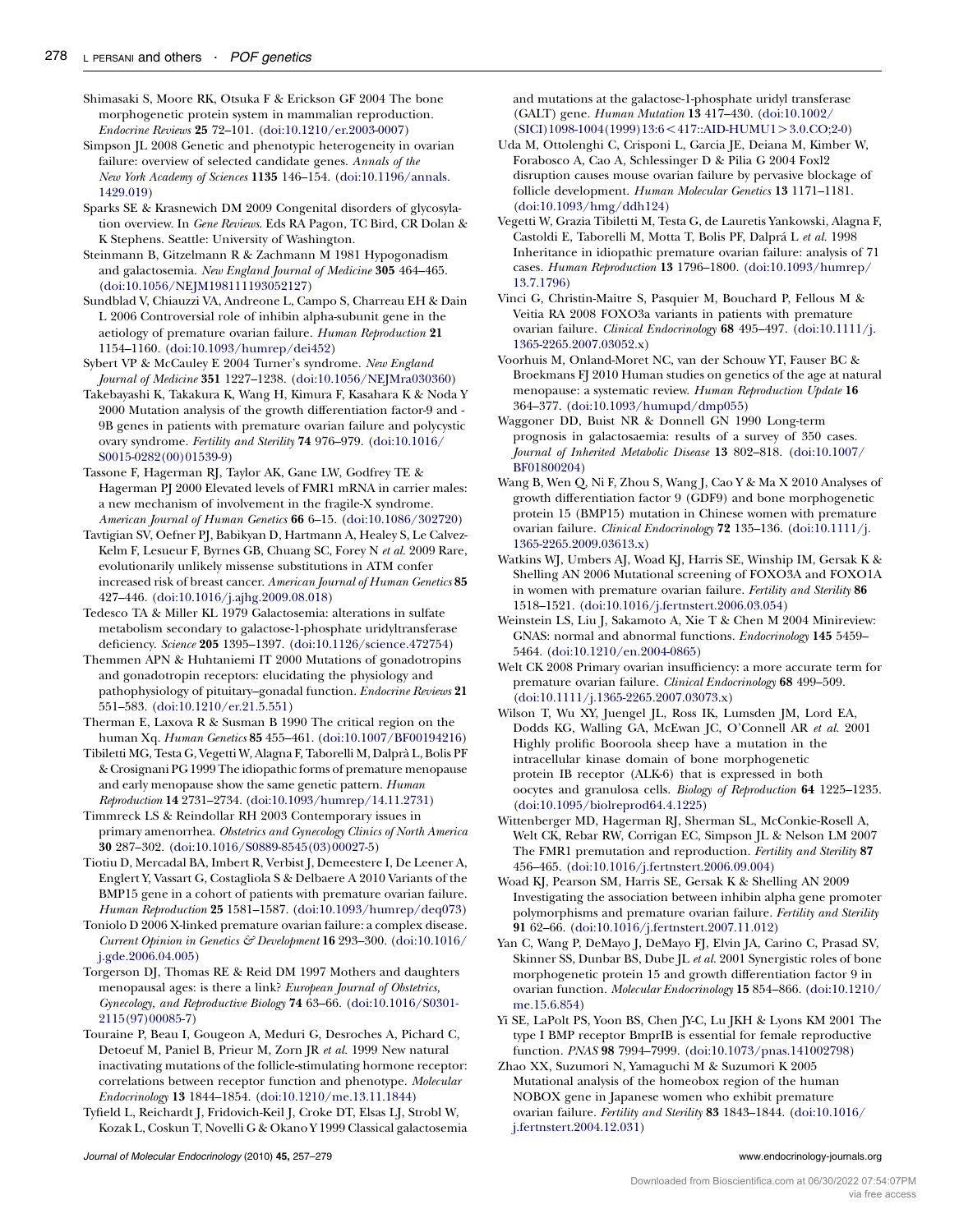Shimasaki S, Moore RK, Otsuka F & Erickson GF 2004 The bone morphogenetic protein system in mammalian reproduction. *Endocrine Reviews* **25** 72–101. (doi:10.1210/er.2003-0007)

Simpson JL 2008 Genetic and phenotypic heterogeneity in ovarian failure: overview of selected candidate genes. *Annals of the New York Academy of Sciences* **1135** 146–154. (doi:10.1196/annals.1429.019)

Sparks SE & Krasnewich DM 2009 Congenital disorders of glycosylation overview. In *Gene Reviews*. Eds RA Pagon, TC Bird, CR Dolan & K Stephens. Seattle: University of Washington.

Steinmann B, Gitzelmann R & Zachmann M 1981 Hypogonadism and galactosemia. *New England Journal of Medicine* **305** 464–465. (doi:10.1056/NEJM198111193052127)

Sundblad V, Chiauzzi VA, Andreone L, Campo S, Charreau EH & Dain L 2006 Controversial role of inhibin alpha-subunit gene in the aetiology of premature ovarian failure. *Human Reproduction* **21** 1154–1160. (doi:10.1093/humrep/dei452)

Sybert VP & McCauley E 2004 Turner's syndrome. *New England Journal of Medicine* **351** 1227–1238. (doi:10.1056/NEJMra030360)

Takebayashi K, Takakura K, Wang H, Kimura F, Kasahara K & Noda Y 2000 Mutation analysis of the growth differentiation factor-9 and -9B genes in patients with premature ovarian failure and polycystic ovary syndrome. *Fertility and Sterility* **74** 976–979. (doi:10.1016/S0015-0282(00)01539-9)

Tassone F, Hagerman RJ, Taylor AK, Gane LW, Godfrey TE & Hagerman PJ 2000 Elevated levels of FMR1 mRNA in carrier males: a new mechanism of involvement in the fragile-X syndrome. *American Journal of Human Genetics* **66** 6–15. (doi:10.1086/302720)

Tavtigian SV, Oefner PJ, Babikyan D, Hartmann A, Healey S, Le Calvez-Kelm F, Lesueur F, Byrnes GB, Chuang SC, Forey N *et al.* 2009 Rare, evolutionarily unlikely missense substitutions in ATM confer increased risk of breast cancer. *American Journal of Human Genetics* **85** 427–446. (doi:10.1016/j.ajhg.2009.08.018)

Tedesco TA & Miller KL 1979 Galactosemia: alterations in sulfate metabolism secondary to galactose-1-phosphate uridyltransferase deficiency. *Science* **205** 1395–1397. (doi:10.1126/science.472754)

Themmen APN & Huhtaniemi IT 2000 Mutations of gonadotropins and gonadotropin receptors: elucidating the physiology and pathophysiology of pituitary–gonadal function. *Endocrine Reviews* **21** 551–583. (doi:10.1210/er.21.5.551)

Therman E, Laxova R & Susman B 1990 The critical region on the human Xq. *Human Genetics* **85** 455–461. (doi:10.1007/BF00194216)

Tibiletti MG, Testa G, Vegetti W, Alagna F, Taborelli M, Dalprà L, Bolis PF & Crosignani PG 1999 The idiopathic forms of premature menopause and early menopause show the same genetic pattern. *Human Reproduction* **14** 2731–2734. (doi:10.1093/humrep/14.11.2731)

Timmreck LS & Reindollar RH 2003 Contemporary issues in primary amenorrhea. *Obstetrics and Gynecology Clinics of North America* **30** 287–302. (doi:10.1016/S0889-8545(03)00027-5)

Tiotiu D, Mercadal BA, Imbert R, Verbist J, Demeestere I, De Leener A, Englert Y, Vassart G, Costagliola S & Delbaere A 2010 Variants of the BMP15 gene in a cohort of patients with premature ovarian failure. *Human Reproduction* **25** 1581–1587. (doi:10.1093/humrep/deq073)

Toniolo D 2006 X-linked premature ovarian failure: a complex disease. *Current Opinion in Genetics & Development* **16** 293–300. (doi:10.1016/j.gde.2006.04.005)

Torgerson DJ, Thomas RE & Reid DM 1997 Mothers and daughters menopausal ages: is there a link? *European Journal of Obstetrics, Gynecology, and Reproductive Biology* **74** 63–66. (doi:10.1016/S0301-2115(97)00085-7)

Touraine P, Beau I, Gougeon A, Meduri G, Desroches A, Pichard C, Detoeuf M, Paniel B, Prieur M, Zorn JR *et al.* 1999 New natural inactivating mutations of the follicle-stimulating hormone receptor: correlations between receptor function and phenotype. *Molecular Endocrinology* **13** 1844–1854. (doi:10.1210/me.13.11.1844)

Tyfield L, Reichardt J, Fridovich-Keil J, Croke DT, Elsas LJ, Strobl W, Kozak L, Coskun T, Novelli G & Okano Y 1999 Classical galactosemia and mutations at the galactose-1-phosphate uridyl transferase (GALT) gene. *Human Mutation* **13** 417–430. (doi:10.1002/(SICI)1098-1004(1999)13:6<417::AID-HUMU1>3.0.CO;2-0)

Uda M, Ottolenghi C, Crisponi L, Garcia JE, Deiana M, Kimber W, Forabosco A, Cao A, Schlessinger D & Pilia G 2004 Foxl2 disruption causes mouse ovarian failure by pervasive blockage of follicle development. *Human Molecular Genetics* **13** 1171–1181. (doi:10.1093/hmg/ddh124)

Vegetti W, Grazia Tibiletti M, Testa G, de Lauretis Yankowski, Alagna F, Castoldi E, Taborelli M, Motta T, Bolis PF, Dalprá L *et al.* 1998 Inheritance in idiopathic premature ovarian failure: analysis of 71 cases. *Human Reproduction* **13** 1796–1800. (doi:10.1093/humrep/13.7.1796)

Vinci G, Christin-Maitre S, Pasquier M, Bouchard P, Fellous M & Veitia RA 2008 FOXO3a variants in patients with premature ovarian failure. *Clinical Endocrinology* **68** 495–497. (doi:10.1111/j.1365-2265.2007.03052.x)

Voorhuis M, Onland-Moret NC, van der Schouw YT, Fauser BC & Broekmans FJ 2010 Human studies on genetics of the age at natural menopause: a systematic review. *Human Reproduction Update* **16** 364–377. (doi:10.1093/humupd/dmp055)

Waggoner DD, Buist NR & Donnell GN 1990 Long-term prognosis in galactosaemia: results of a survey of 350 cases. *Journal of Inherited Metabolic Disease* **13** 802–818. (doi:10.1007/BF01800204)

Wang B, Wen Q, Ni F, Zhou S, Wang J, Cao Y & Ma X 2010 Analyses of growth differentiation factor 9 (GDF9) and bone morphogenetic protein 15 (BMP15) mutation in Chinese women with premature ovarian failure. *Clinical Endocrinology* **72** 135–136. (doi:10.1111/j.1365-2265.2009.03613.x)

Watkins WJ, Umbers AJ, Woad KJ, Harris SE, Winship IM, Gersak K & Shelling AN 2006 Mutational screening of FOXO3A and FOXO1A in women with premature ovarian failure. *Fertility and Sterility* **86** 1518–1521. (doi:10.1016/j.fertnstert.2006.03.054)

Weinstein LS, Liu J, Sakamoto A, Xie T & Chen M 2004 Minireview: GNAS: normal and abnormal functions. *Endocrinology* **145** 5459–5464. (doi:10.1210/en.2004-0865)

Welt CK 2008 Primary ovarian insufficiency: a more accurate term for premature ovarian failure. *Clinical Endocrinology* **68** 499–509. (doi:10.1111/j.1365-2265.2007.03073.x)

Wilson T, Wu XY, Juengel JL, Ross IK, Lumsden JM, Lord EA, Dodds KG, Walling GA, McEwan JC, O'Connell AR *et al.* 2001 Highly prolific Booroola sheep have a mutation in the intracellular kinase domain of bone morphogenetic protein IB receptor (ALK-6) that is expressed in both oocytes and granulosa cells. *Biology of Reproduction* **64** 1225–1235. (doi:10.1095/biolreprod64.4.1225)

Wittenberger MD, Hagerman RJ, Sherman SL, McConkie-Rosell A, Welt CK, Rebar RW, Corrigan EC, Simpson JL & Nelson LM 2007 The FMR1 premutation and reproduction. *Fertility and Sterility* **87** 456–465. (doi:10.1016/j.fertnstert.2006.09.004)

Woad KJ, Pearson SM, Harris SE, Gersak K & Shelling AN 2009 Investigating the association between inhibin alpha gene promoter polymorphisms and premature ovarian failure. *Fertility and Sterility* **91** 62–66. (doi:10.1016/j.fertnstert.2007.11.012)

Yan C, Wang P, DeMayo J, DeMayo FJ, Elvin JA, Carino C, Prasad SV, Skinner SS, Dunbar BS, Dube JL *et al.* 2001 Synergistic roles of bone morphogenetic protein 15 and growth differentiation factor 9 in ovarian function. *Molecular Endocrinology* **15** 854–866. (doi:10.1210/me.15.6.854)

Yi SE, LaPolt PS, Yoon BS, Chen JY-C, Lu JKH & Lyons KM 2001 The type I BMP receptor BmprIB is essential for female reproductive function. *PNAS* **98** 7994–7999. (doi:10.1073/pnas.141002798)

Zhao XX, Suzumori N, Yamaguchi M & Suzumori K 2005 Mutational analysis of the homeobox region of the human NOBOX gene in Japanese women who exhibit premature ovarian failure. *Fertility and Sterility* **83** 1843–1844. (doi:10.1016/j.fertnstert.2004.12.031)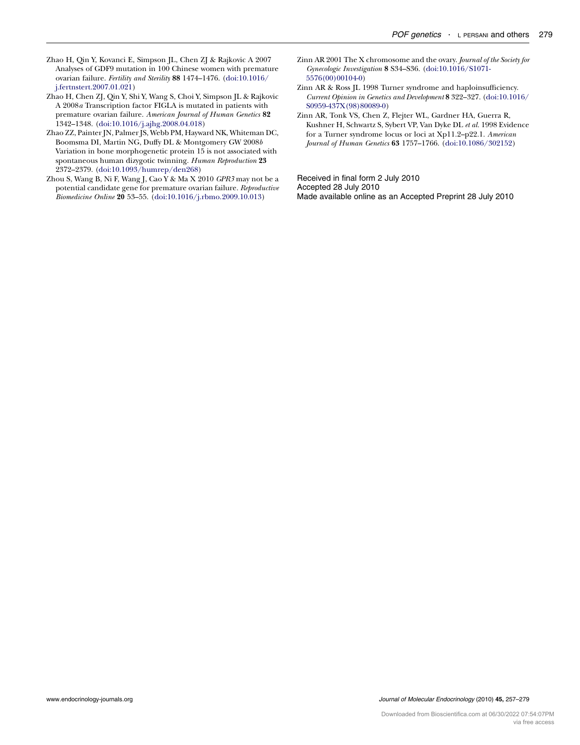Zhao H, Qin Y, Kovanci E, Simpson JL, Chen ZJ & Rajkovic A 2007 Analyses of GDF9 mutation in 100 Chinese women with premature ovarian failure. *Fertility and Sterility* **88** 1474–1476. (doi:10.1016/j.fertnstert.2007.01.021)

Zhao H, Chen ZJ, Qin Y, Shi Y, Wang S, Choi Y, Simpson JL & Rajkovic A 2008*a* Transcription factor FIGLA is mutated in patients with premature ovarian failure. *American Journal of Human Genetics* **82** 1342–1348. (doi:10.1016/j.ajhg.2008.04.018)

Zhao ZZ, Painter JN, Palmer JS, Webb PM, Hayward NK, Whiteman DC, Boomsma DI, Martin NG, Duffy DL & Montgomery GW 2008*b* Variation in bone morphogenetic protein 15 is not associated with spontaneous human dizygotic twinning. *Human Reproduction* **23** 2372–2379. (doi:10.1093/humrep/den268)

Zhou S, Wang B, Ni F, Wang J, Cao Y & Ma X 2010 *GPR3* may not be a potential candidate gene for premature ovarian failure. *Reproductive Biomedicine Online* **20** 53–55. (doi:10.1016/j.rbmo.2009.10.013)

Zinn AR 2001 The X chromosome and the ovary. *Journal of the Society for Gynecologic Investigation* **8** S34–S36. (doi:10.1016/S1071-5576(00)00104-0)

Zinn AR & Ross JL 1998 Turner syndrome and haploinsufficiency. *Current Opinion in Genetics and Development* **8** 322–327. (doi:10.1016/S0959-437X(98)80089-0)

Zinn AR, Tonk VS, Chen Z, Flejter WL, Gardner HA, Guerra R, Kushner H, Schwartz S, Sybert VP, Van Dyke DL *et al.* 1998 Evidence for a Turner syndrome locus or loci at Xp11.2–p22.1. *American Journal of Human Genetics* **63** 1757–1766. (doi:10.1086/302152)

Received in final form 2 July 2010
Accepted 28 July 2010
Made available online as an Accepted Preprint 28 July 2010